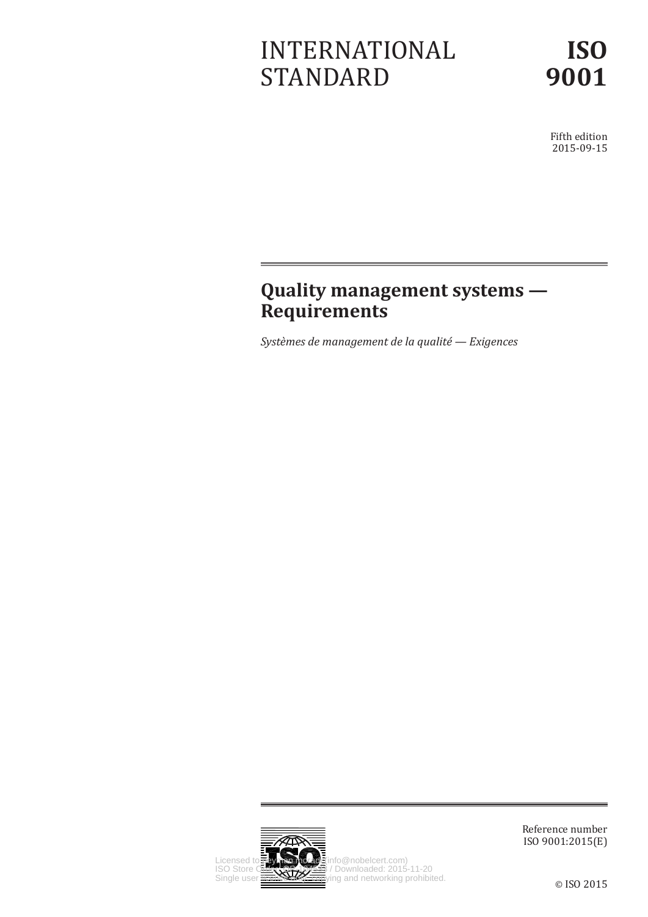# INTERNATIONAL STANDARD

# ISO 9001

Fifth edition
2015-09-15

## Quality management systems — Requirements

*Systèmes de management de la qualité — Exigences*

Reference number
ISO 9001:2015(E)

© ISO 2015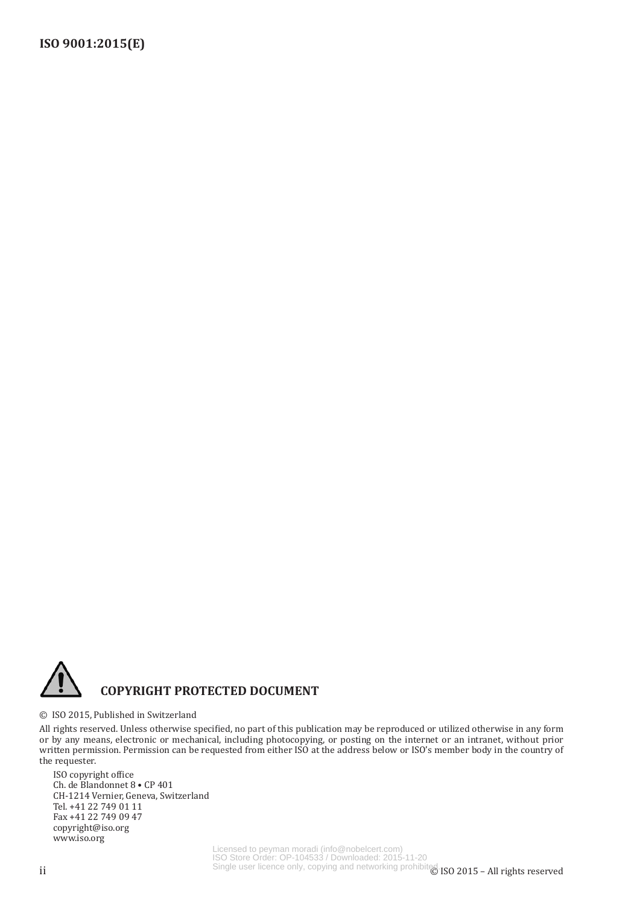## COPYRIGHT PROTECTED DOCUMENT

© ISO 2015, Published in Switzerland

All rights reserved. Unless otherwise specified, no part of this publication may be reproduced or utilized otherwise in any form or by any means, electronic or mechanical, including photocopying, or posting on the internet or an intranet, without prior written permission. Permission can be requested from either ISO at the address below or ISO's member body in the country of the requester.

ISO copyright office
Ch. de Blandonnet 8 • CP 401
CH-1214 Vernier, Geneva, Switzerland
Tel. +41 22 749 01 11
Fax +41 22 749 09 47
copyright@iso.org
www.iso.org

Licensed to peyman moradi (info@nobelcert.com)
ISO Store Order: OP-104533 / Downloaded: 2015-11-20
Single user licence only, copying and networking prohibited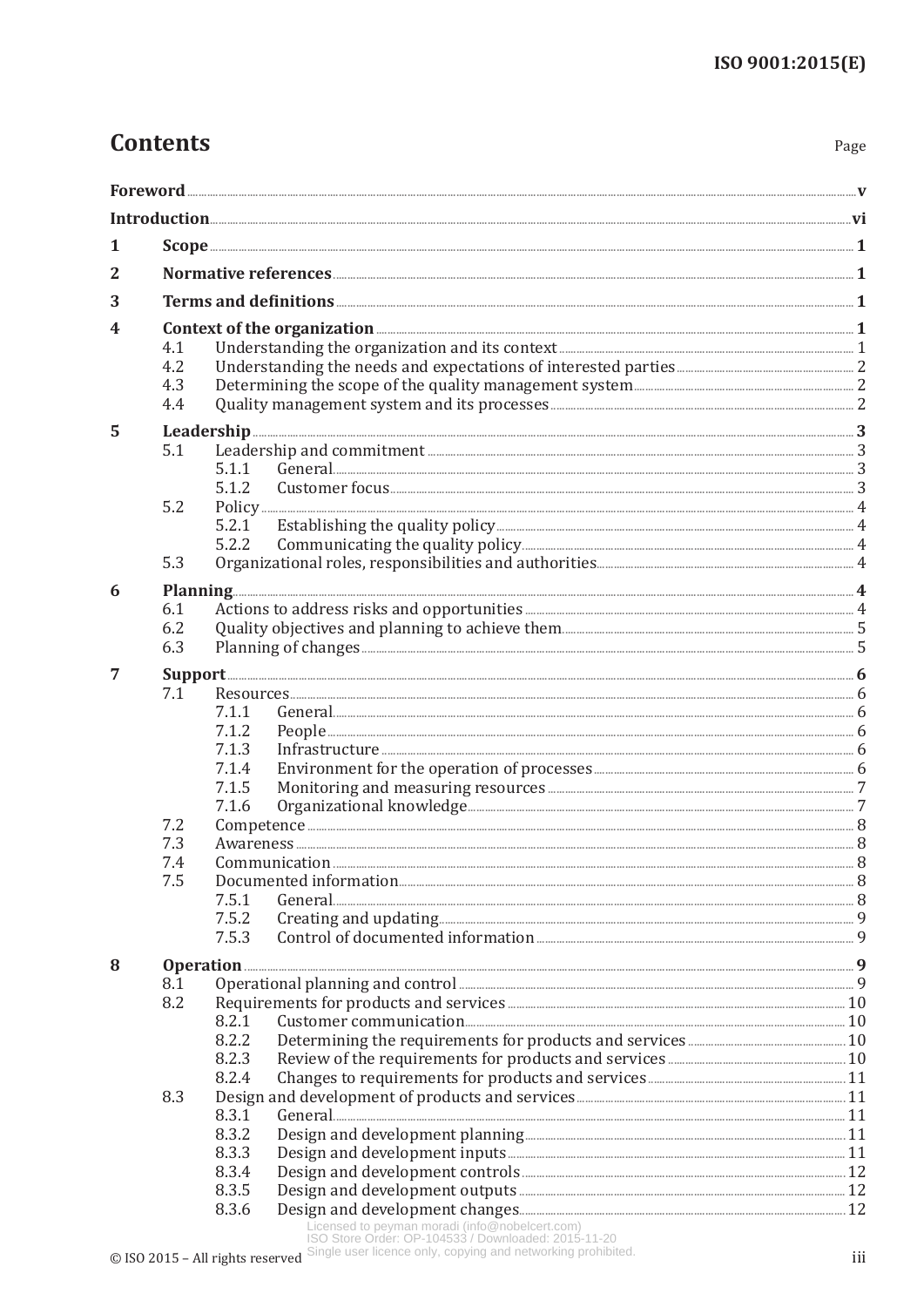# Contents

| | | | | Page |
|---|---|---|---|---|
| **Foreword** | | | | **v** |
| **Introduction** | | | | **vi** |
| **1** | **Scope** | | | **1** |
| **2** | **Normative references** | | | **1** |
| **3** | **Terms and definitions** | | | **1** |
| **4** | **Context of the organization** | | | **1** |
| | 4.1 | Understanding the organization and its context | | 1 |
| | 4.2 | Understanding the needs and expectations of interested parties | | 2 |
| | 4.3 | Determining the scope of the quality management system | | 2 |
| | 4.4 | Quality management system and its processes | | 2 |
| **5** | **Leadership** | | | **3** |
| | 5.1 | Leadership and commitment | | 3 |
| | | 5.1.1 | General | 3 |
| | | 5.1.2 | Customer focus | 3 |
| | 5.2 | Policy | | 4 |
| | | 5.2.1 | Establishing the quality policy | 4 |
| | | 5.2.2 | Communicating the quality policy | 4 |
| | 5.3 | Organizational roles, responsibilities and authorities | | 4 |
| **6** | **Planning** | | | **4** |
| | 6.1 | Actions to address risks and opportunities | | 4 |
| | 6.2 | Quality objectives and planning to achieve them | | 5 |
| | 6.3 | Planning of changes | | 5 |
| **7** | **Support** | | | **6** |
| | 7.1 | Resources | | 6 |
| | | 7.1.1 | General | 6 |
| | | 7.1.2 | People | 6 |
| | | 7.1.3 | Infrastructure | 6 |
| | | 7.1.4 | Environment for the operation of processes | 6 |
| | | 7.1.5 | Monitoring and measuring resources | 7 |
| | | 7.1.6 | Organizational knowledge | 7 |
| | 7.2 | Competence | | 8 |
| | 7.3 | Awareness | | 8 |
| | 7.4 | Communication | | 8 |
| | 7.5 | Documented information | | 8 |
| | | 7.5.1 | General | 8 |
| | | 7.5.2 | Creating and updating | 9 |
| | | 7.5.3 | Control of documented information | 9 |
| **8** | **Operation** | | | **9** |
| | 8.1 | Operational planning and control | | 9 |
| | 8.2 | Requirements for products and services | | 10 |
| | | 8.2.1 | Customer communication | 10 |
| | | 8.2.2 | Determining the requirements for products and services | 10 |
| | | 8.2.3 | Review of the requirements for products and services | 10 |
| | | 8.2.4 | Changes to requirements for products and services | 11 |
| | 8.3 | Design and development of products and services | | 11 |
| | | 8.3.1 | General | 11 |
| | | 8.3.2 | Design and development planning | 11 |
| | | 8.3.3 | Design and development inputs | 11 |
| | | 8.3.4 | Design and development controls | 12 |
| | | 8.3.5 | Design and development outputs | 12 |
| | | 8.3.6 | Design and development changes | 12 |

Licensed to peyman moradi (info@nobelcert.com)
ISO Store Order: OP-104533 / Downloaded: 2015-11-20
Single user licence only, copying and networking prohibited.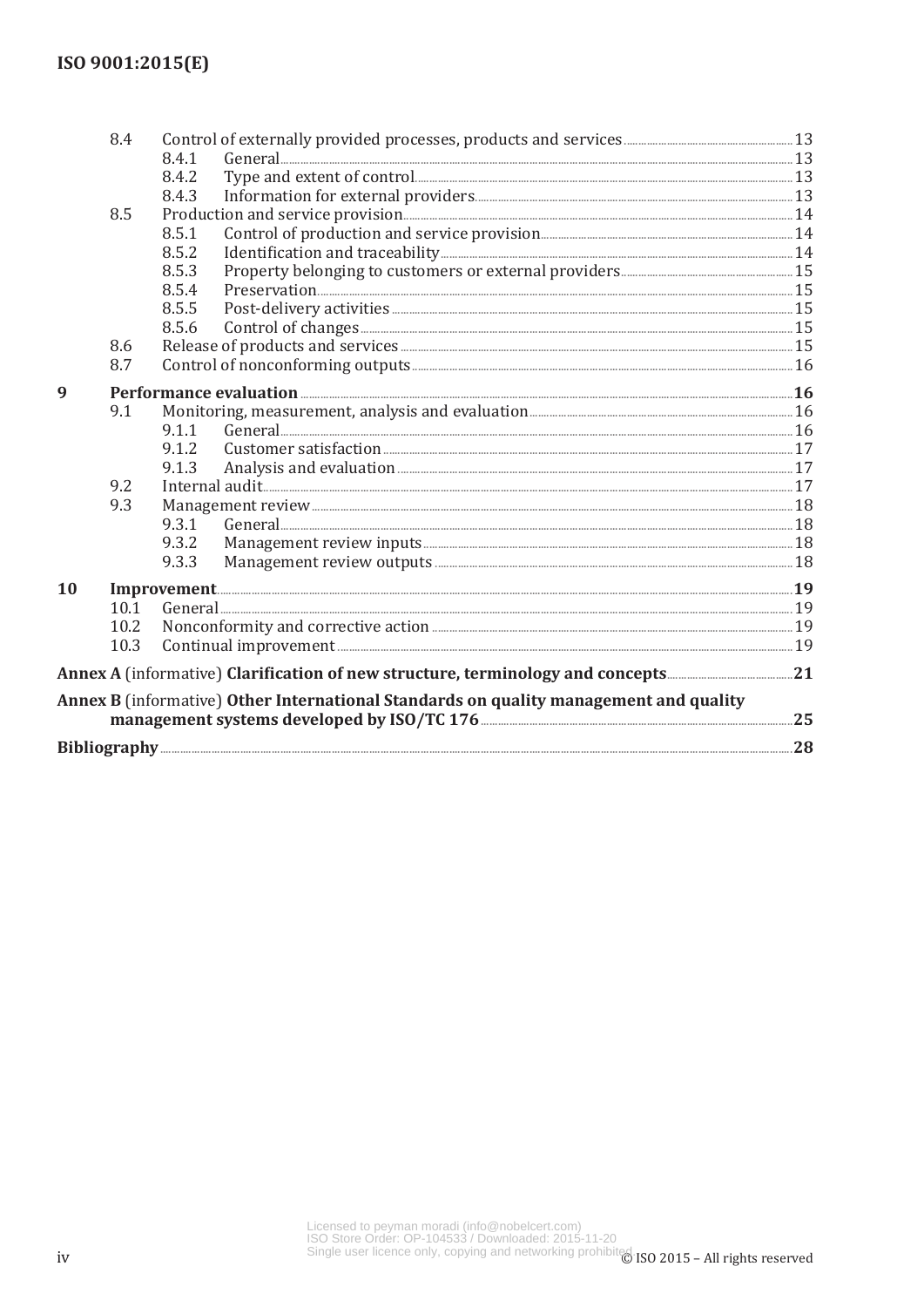| | | | |
|---|---|---|---|
| 8.4 | Control of externally provided processes, products and services | | 13 |
| | 8.4.1 | General | 13 |
| | 8.4.2 | Type and extent of control | 13 |
| | 8.4.3 | Information for external providers | 13 |
| 8.5 | Production and service provision | | 14 |
| | 8.5.1 | Control of production and service provision | 14 |
| | 8.5.2 | Identification and traceability | 14 |
| | 8.5.3 | Property belonging to customers or external providers | 15 |
| | 8.5.4 | Preservation | 15 |
| | 8.5.5 | Post-delivery activities | 15 |
| | 8.5.6 | Control of changes | 15 |
| 8.6 | Release of products and services | | 15 |
| 8.7 | Control of nonconforming outputs | | 16 |

**9 Performance evaluation** .... **16**

| | | | |
|---|---|---|---|
| 9.1 | Monitoring, measurement, analysis and evaluation | | 16 |
| | 9.1.1 | General | 16 |
| | 9.1.2 | Customer satisfaction | 17 |
| | 9.1.3 | Analysis and evaluation | 17 |
| 9.2 | Internal audit | | 17 |
| 9.3 | Management review | | 18 |
| | 9.3.1 | General | 18 |
| | 9.3.2 | Management review inputs | 18 |
| | 9.3.3 | Management review outputs | 18 |

**10 Improvement** .... **19**

| | | |
|---|---|---|
| 10.1 | General | 19 |
| 10.2 | Nonconformity and corrective action | 19 |
| 10.3 | Continual improvement | 19 |

**Annex A** (informative) **Clarification of new structure, terminology and concepts** .... **21**

**Annex B** (informative) **Other International Standards on quality management and quality management systems developed by ISO/TC 176** .... **25**

**Bibliography** .... **28**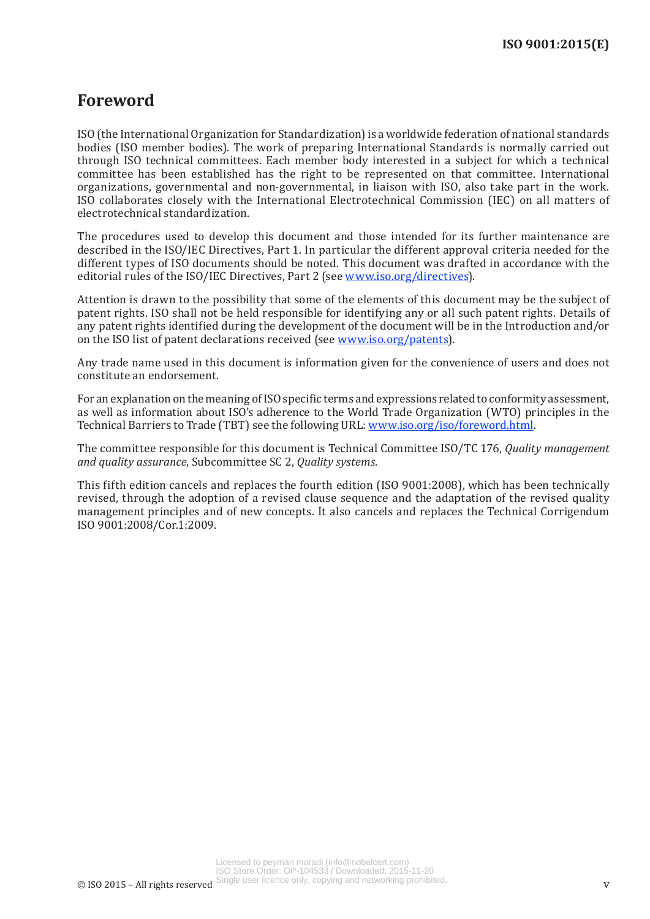# Foreword

ISO (the International Organization for Standardization) is a worldwide federation of national standards bodies (ISO member bodies). The work of preparing International Standards is normally carried out through ISO technical committees. Each member body interested in a subject for which a technical committee has been established has the right to be represented on that committee. International organizations, governmental and non-governmental, in liaison with ISO, also take part in the work. ISO collaborates closely with the International Electrotechnical Commission (IEC) on all matters of electrotechnical standardization.

The procedures used to develop this document and those intended for its further maintenance are described in the ISO/IEC Directives, Part 1. In particular the different approval criteria needed for the different types of ISO documents should be noted. This document was drafted in accordance with the editorial rules of the ISO/IEC Directives, Part 2 (see www.iso.org/directives).

Attention is drawn to the possibility that some of the elements of this document may be the subject of patent rights. ISO shall not be held responsible for identifying any or all such patent rights. Details of any patent rights identified during the development of the document will be in the Introduction and/or on the ISO list of patent declarations received (see www.iso.org/patents).

Any trade name used in this document is information given for the convenience of users and does not constitute an endorsement.

For an explanation on the meaning of ISO specific terms and expressions related to conformity assessment, as well as information about ISO's adherence to the World Trade Organization (WTO) principles in the Technical Barriers to Trade (TBT) see the following URL: www.iso.org/iso/foreword.html.

The committee responsible for this document is Technical Committee ISO/TC 176, *Quality management and quality assurance*, Subcommittee SC 2, *Quality systems*.

This fifth edition cancels and replaces the fourth edition (ISO 9001:2008), which has been technically revised, through the adoption of a revised clause sequence and the adaptation of the revised quality management principles and of new concepts. It also cancels and replaces the Technical Corrigendum ISO 9001:2008/Cor.1:2009.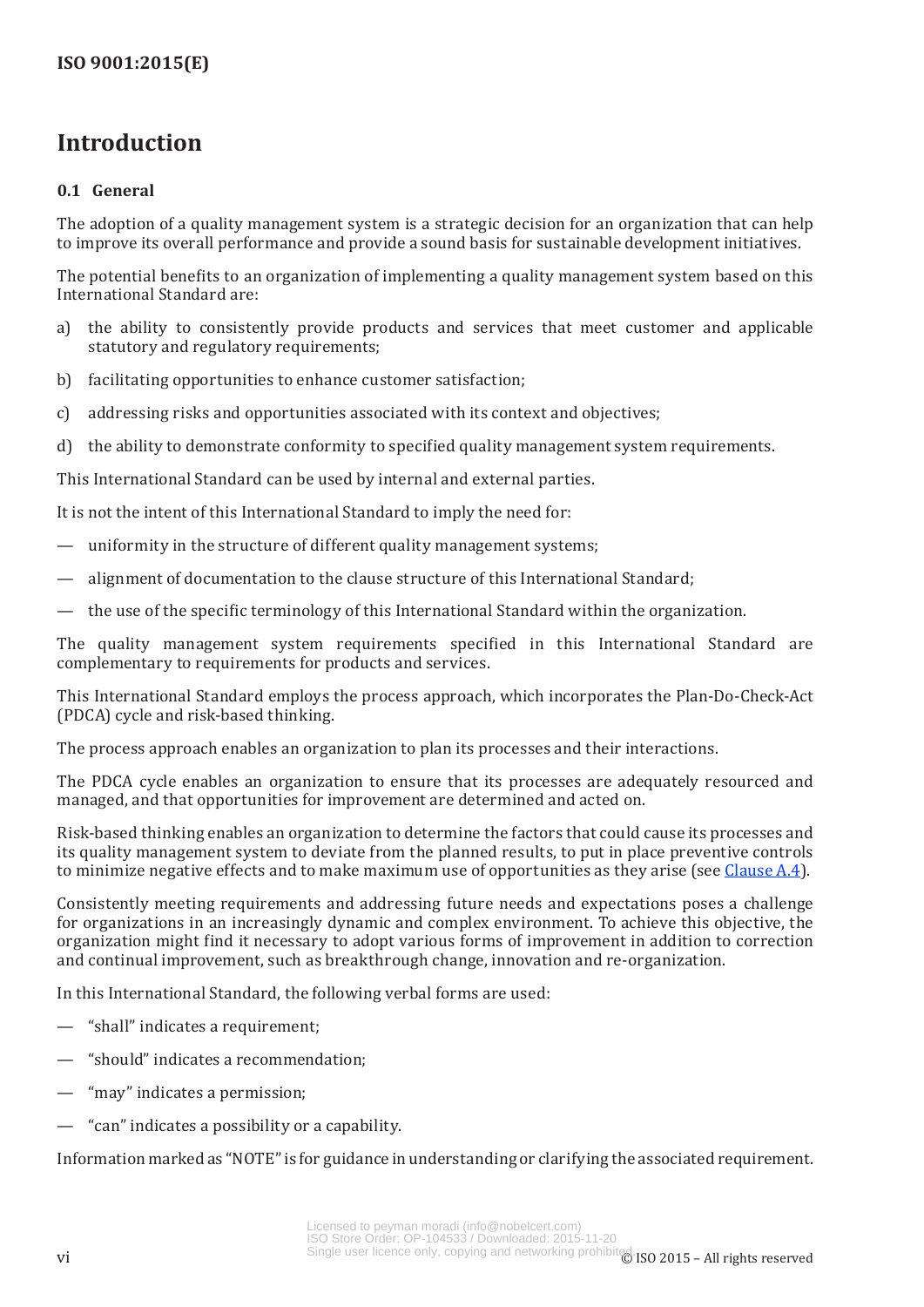# Introduction

## 0.1 General

The adoption of a quality management system is a strategic decision for an organization that can help to improve its overall performance and provide a sound basis for sustainable development initiatives.

The potential benefits to an organization of implementing a quality management system based on this International Standard are:

a) the ability to consistently provide products and services that meet customer and applicable statutory and regulatory requirements;

b) facilitating opportunities to enhance customer satisfaction;

c) addressing risks and opportunities associated with its context and objectives;

d) the ability to demonstrate conformity to specified quality management system requirements.

This International Standard can be used by internal and external parties.

It is not the intent of this International Standard to imply the need for:

— uniformity in the structure of different quality management systems;

— alignment of documentation to the clause structure of this International Standard;

— the use of the specific terminology of this International Standard within the organization.

The quality management system requirements specified in this International Standard are complementary to requirements for products and services.

This International Standard employs the process approach, which incorporates the Plan-Do-Check-Act (PDCA) cycle and risk-based thinking.

The process approach enables an organization to plan its processes and their interactions.

The PDCA cycle enables an organization to ensure that its processes are adequately resourced and managed, and that opportunities for improvement are determined and acted on.

Risk-based thinking enables an organization to determine the factors that could cause its processes and its quality management system to deviate from the planned results, to put in place preventive controls to minimize negative effects and to make maximum use of opportunities as they arise (see Clause A.4).

Consistently meeting requirements and addressing future needs and expectations poses a challenge for organizations in an increasingly dynamic and complex environment. To achieve this objective, the organization might find it necessary to adopt various forms of improvement in addition to correction and continual improvement, such as breakthrough change, innovation and re-organization.

In this International Standard, the following verbal forms are used:

— "shall" indicates a requirement;

— "should" indicates a recommendation;

— "may" indicates a permission;

— "can" indicates a possibility or a capability.

Information marked as "NOTE" is for guidance in understanding or clarifying the associated requirement.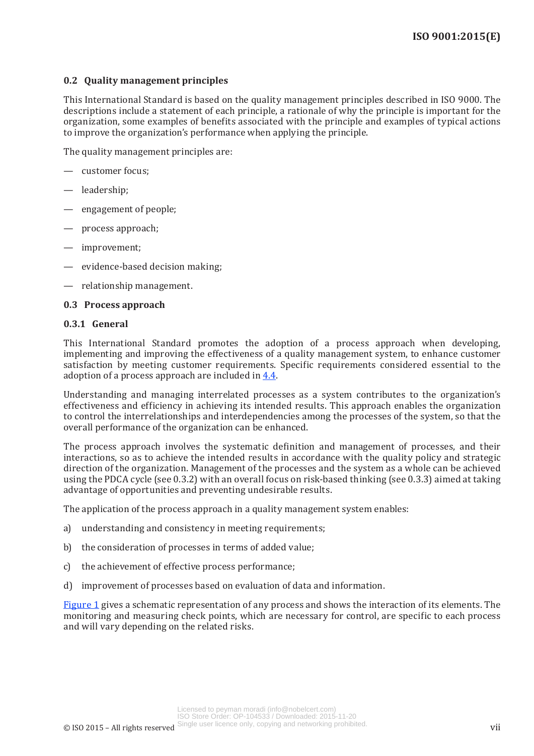## 0.2 Quality management principles

This International Standard is based on the quality management principles described in ISO 9000. The descriptions include a statement of each principle, a rationale of why the principle is important for the organization, some examples of benefits associated with the principle and examples of typical actions to improve the organization's performance when applying the principle.

The quality management principles are:

- customer focus;
- leadership;
- engagement of people;
- process approach;
- improvement;
- evidence-based decision making;
- relationship management.

## 0.3 Process approach

### 0.3.1 General

This International Standard promotes the adoption of a process approach when developing, implementing and improving the effectiveness of a quality management system, to enhance customer satisfaction by meeting customer requirements. Specific requirements considered essential to the adoption of a process approach are included in 4.4.

Understanding and managing interrelated processes as a system contributes to the organization's effectiveness and efficiency in achieving its intended results. This approach enables the organization to control the interrelationships and interdependencies among the processes of the system, so that the overall performance of the organization can be enhanced.

The process approach involves the systematic definition and management of processes, and their interactions, so as to achieve the intended results in accordance with the quality policy and strategic direction of the organization. Management of the processes and the system as a whole can be achieved using the PDCA cycle (see 0.3.2) with an overall focus on risk-based thinking (see 0.3.3) aimed at taking advantage of opportunities and preventing undesirable results.

The application of the process approach in a quality management system enables:

a) understanding and consistency in meeting requirements;

b) the consideration of processes in terms of added value;

c) the achievement of effective process performance;

d) improvement of processes based on evaluation of data and information.

Figure 1 gives a schematic representation of any process and shows the interaction of its elements. The monitoring and measuring check points, which are necessary for control, are specific to each process and will vary depending on the related risks.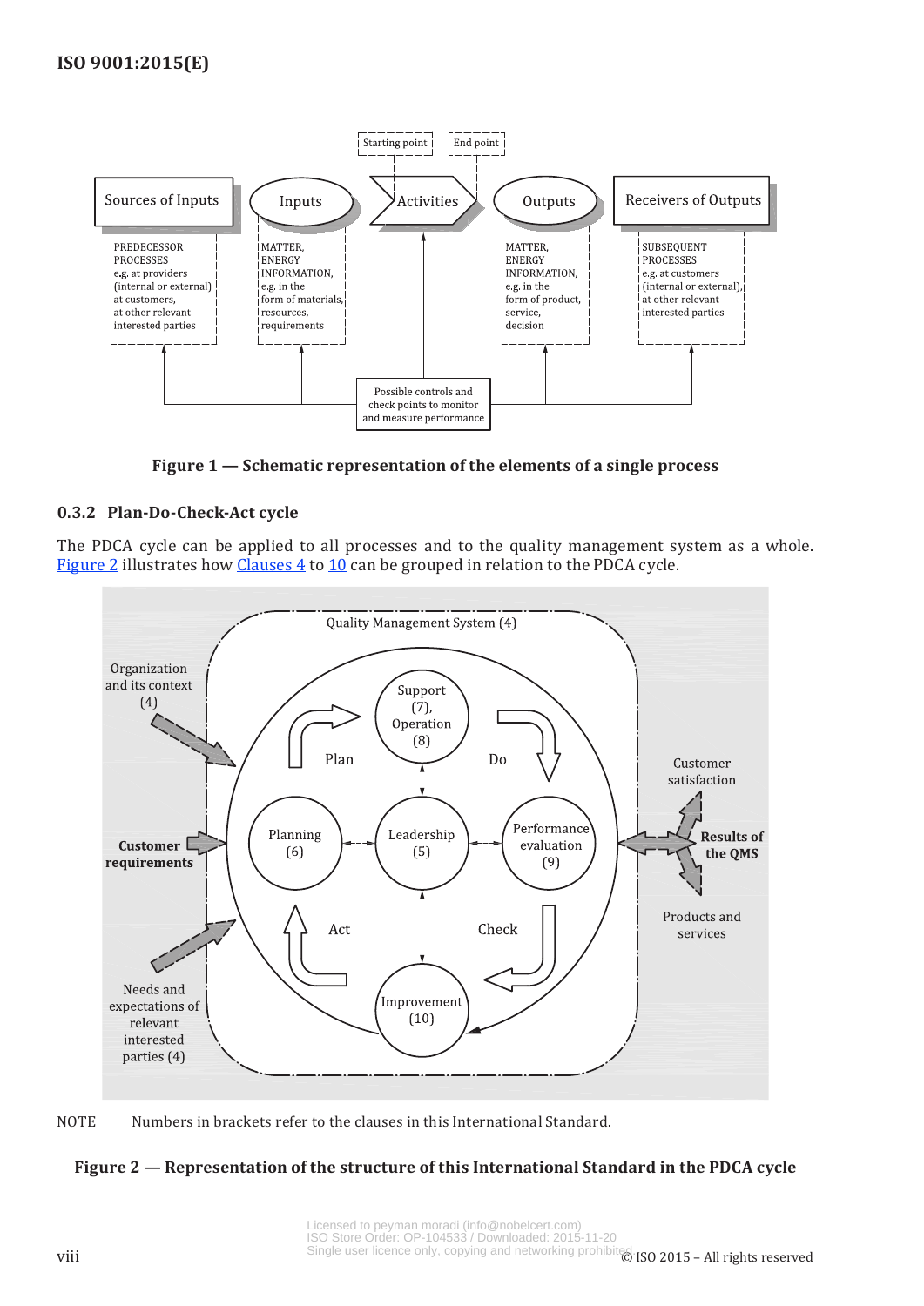Starting point | End point

Sources of Inputs | Inputs | Activities | Outputs | Receivers of Outputs

PREDECESSOR PROCESSES e.g. at providers (internal or external) at customers, at other relevant interested parties

MATTER, ENERGY INFORMATION, e.g. in the form of materials, resources, requirements

MATTER, ENERGY INFORMATION, e.g. in the form of product, service, decision

SUBSEQUENT PROCESSES e.g. at customers (internal or external), at other relevant interested parties

Possible controls and check points to monitor and measure performance

**Figure 1 — Schematic representation of the elements of a single process**

### 0.3.2 Plan-Do-Check-Act cycle

The PDCA cycle can be applied to all processes and to the quality management system as a whole. Figure 2 illustrates how Clauses 4 to 10 can be grouped in relation to the PDCA cycle.

Quality Management System (4)

Organization and its context (4)

**Customer requirements**

Needs and expectations of relevant interested parties (4)

Support (7), Operation (8)

Planning (6)

Leadership (5)

Performance evaluation (9)

Improvement (10)

Plan | Do | Check | Act

Customer satisfaction

**Results of the QMS**

Products and services

NOTE Numbers in brackets refer to the clauses in this International Standard.

**Figure 2 — Representation of the structure of this International Standard in the PDCA cycle**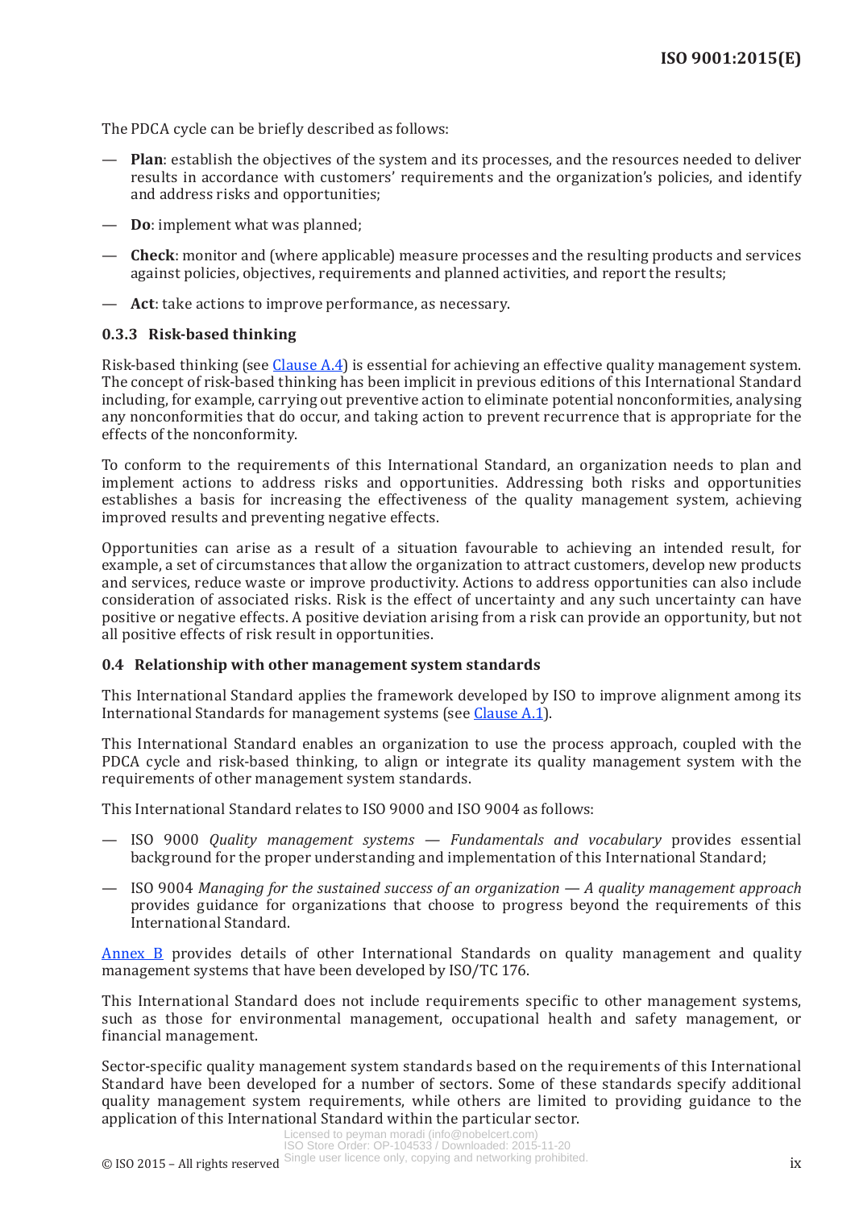The PDCA cycle can be briefly described as follows:

— **Plan**: establish the objectives of the system and its processes, and the resources needed to deliver results in accordance with customers' requirements and the organization's policies, and identify and address risks and opportunities;

— **Do**: implement what was planned;

— **Check**: monitor and (where applicable) measure processes and the resulting products and services against policies, objectives, requirements and planned activities, and report the results;

— **Act**: take actions to improve performance, as necessary.

### 0.3.3 Risk-based thinking

Risk-based thinking (see Clause A.4) is essential for achieving an effective quality management system. The concept of risk-based thinking has been implicit in previous editions of this International Standard including, for example, carrying out preventive action to eliminate potential nonconformities, analysing any nonconformities that do occur, and taking action to prevent recurrence that is appropriate for the effects of the nonconformity.

To conform to the requirements of this International Standard, an organization needs to plan and implement actions to address risks and opportunities. Addressing both risks and opportunities establishes a basis for increasing the effectiveness of the quality management system, achieving improved results and preventing negative effects.

Opportunities can arise as a result of a situation favourable to achieving an intended result, for example, a set of circumstances that allow the organization to attract customers, develop new products and services, reduce waste or improve productivity. Actions to address opportunities can also include consideration of associated risks. Risk is the effect of uncertainty and any such uncertainty can have positive or negative effects. A positive deviation arising from a risk can provide an opportunity, but not all positive effects of risk result in opportunities.

## 0.4 Relationship with other management system standards

This International Standard applies the framework developed by ISO to improve alignment among its International Standards for management systems (see Clause A.1).

This International Standard enables an organization to use the process approach, coupled with the PDCA cycle and risk-based thinking, to align or integrate its quality management system with the requirements of other management system standards.

This International Standard relates to ISO 9000 and ISO 9004 as follows:

— ISO 9000 *Quality management systems — Fundamentals and vocabulary* provides essential background for the proper understanding and implementation of this International Standard;

— ISO 9004 *Managing for the sustained success of an organization — A quality management approach* provides guidance for organizations that choose to progress beyond the requirements of this International Standard.

Annex B provides details of other International Standards on quality management and quality management systems that have been developed by ISO/TC 176.

This International Standard does not include requirements specific to other management systems, such as those for environmental management, occupational health and safety management, or financial management.

Sector-specific quality management system standards based on the requirements of this International Standard have been developed for a number of sectors. Some of these standards specify additional quality management system requirements, while others are limited to providing guidance to the application of this International Standard within the particular sector.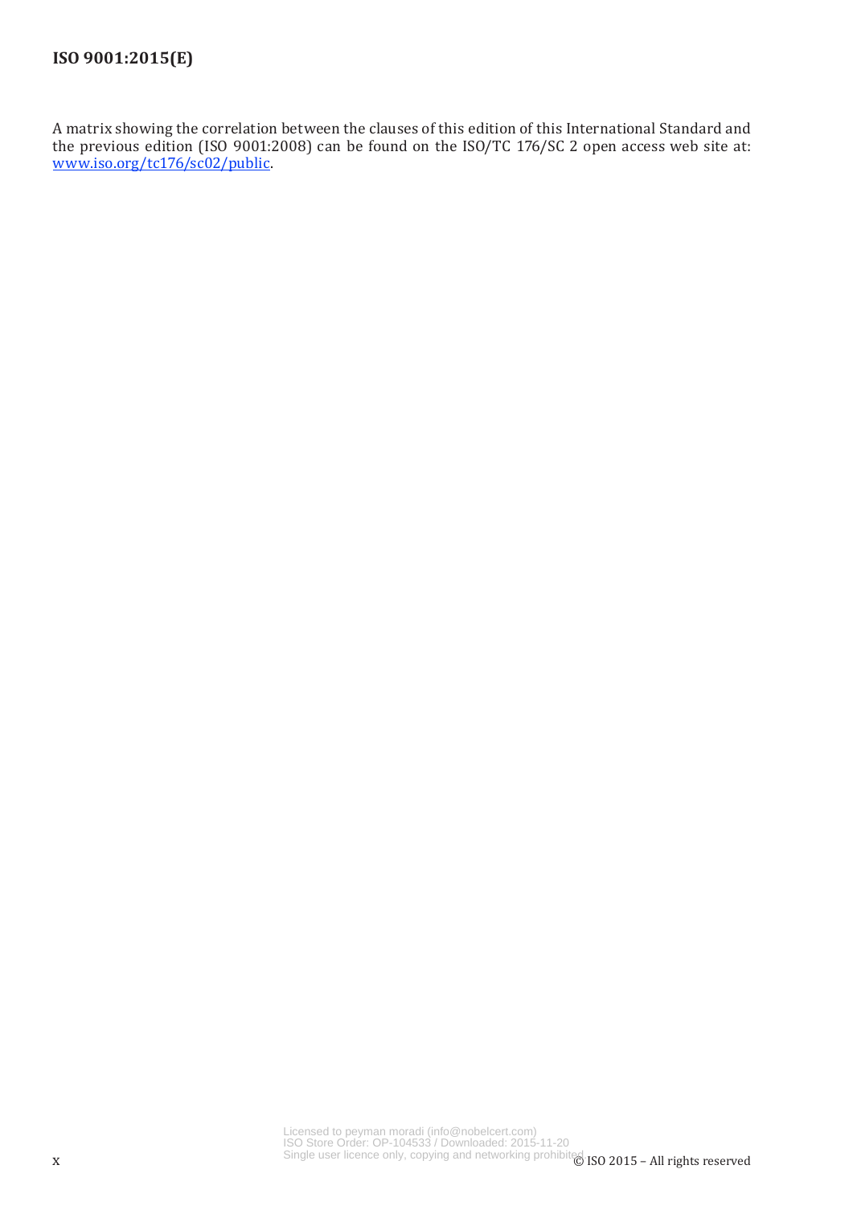A matrix showing the correlation between the clauses of this edition of this International Standard and the previous edition (ISO 9001:2008) can be found on the ISO/TC 176/SC 2 open access web site at: www.iso.org/tc176/sc02/public.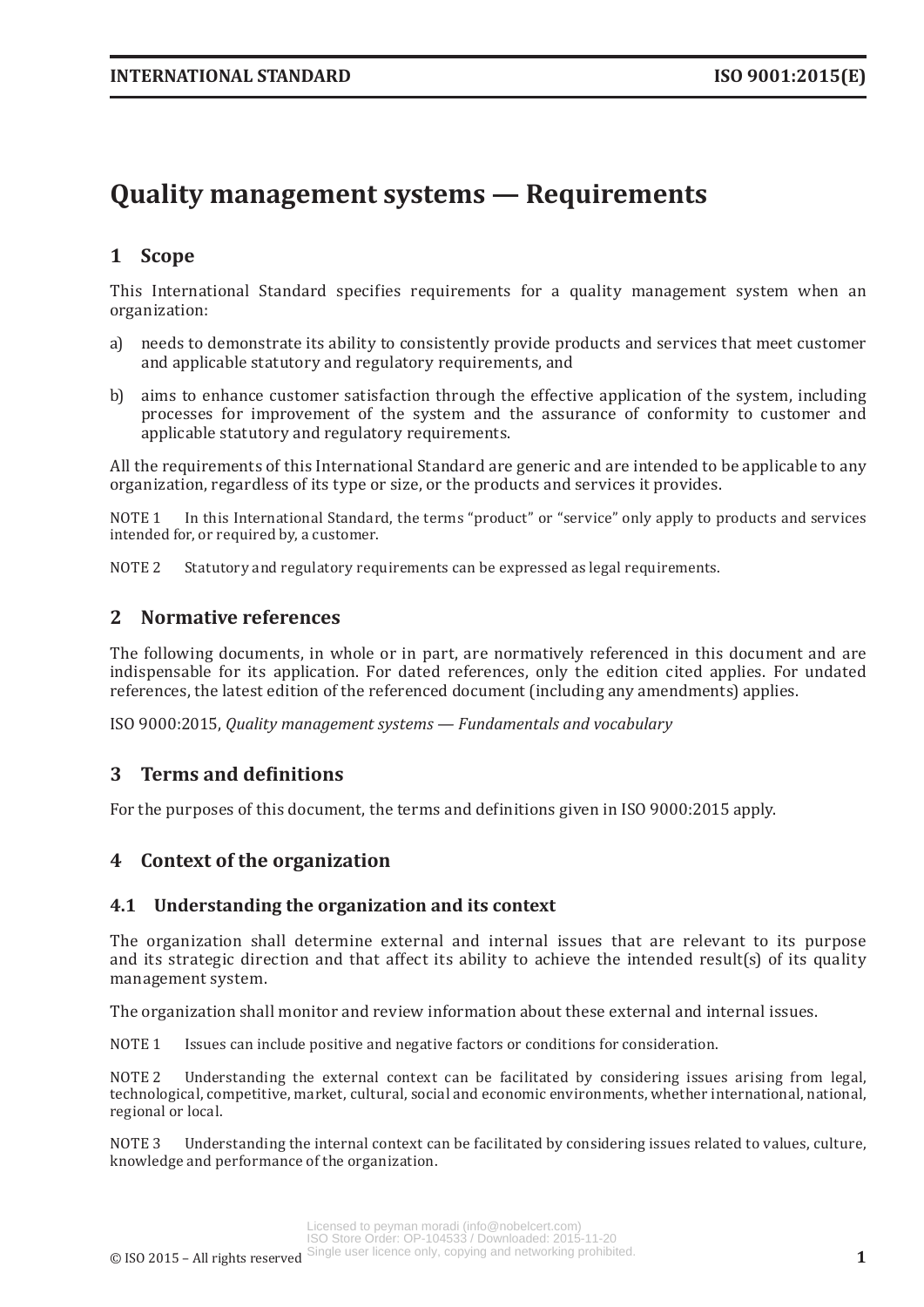# Quality management systems — Requirements

## 1 Scope

This International Standard specifies requirements for a quality management system when an organization:

a) needs to demonstrate its ability to consistently provide products and services that meet customer and applicable statutory and regulatory requirements, and

b) aims to enhance customer satisfaction through the effective application of the system, including processes for improvement of the system and the assurance of conformity to customer and applicable statutory and regulatory requirements.

All the requirements of this International Standard are generic and are intended to be applicable to any organization, regardless of its type or size, or the products and services it provides.

NOTE 1 In this International Standard, the terms "product" or "service" only apply to products and services intended for, or required by, a customer.

NOTE 2 Statutory and regulatory requirements can be expressed as legal requirements.

## 2 Normative references

The following documents, in whole or in part, are normatively referenced in this document and are indispensable for its application. For dated references, only the edition cited applies. For undated references, the latest edition of the referenced document (including any amendments) applies.

ISO 9000:2015, *Quality management systems — Fundamentals and vocabulary*

## 3 Terms and definitions

For the purposes of this document, the terms and definitions given in ISO 9000:2015 apply.

## 4 Context of the organization

### 4.1 Understanding the organization and its context

The organization shall determine external and internal issues that are relevant to its purpose and its strategic direction and that affect its ability to achieve the intended result(s) of its quality management system.

The organization shall monitor and review information about these external and internal issues.

NOTE 1 Issues can include positive and negative factors or conditions for consideration.

NOTE 2 Understanding the external context can be facilitated by considering issues arising from legal, technological, competitive, market, cultural, social and economic environments, whether international, national, regional or local.

NOTE 3 Understanding the internal context can be facilitated by considering issues related to values, culture, knowledge and performance of the organization.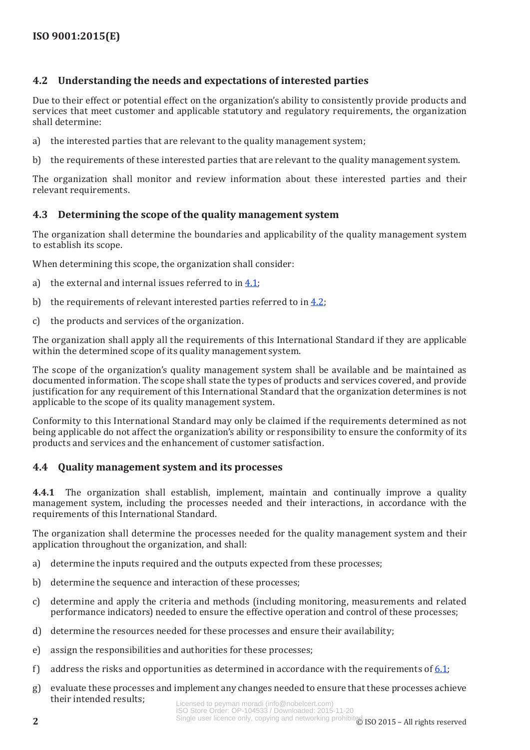## 4.2 Understanding the needs and expectations of interested parties

Due to their effect or potential effect on the organization's ability to consistently provide products and services that meet customer and applicable statutory and regulatory requirements, the organization shall determine:

a) the interested parties that are relevant to the quality management system;

b) the requirements of these interested parties that are relevant to the quality management system.

The organization shall monitor and review information about these interested parties and their relevant requirements.

## 4.3 Determining the scope of the quality management system

The organization shall determine the boundaries and applicability of the quality management system to establish its scope.

When determining this scope, the organization shall consider:

a) the external and internal issues referred to in 4.1;

b) the requirements of relevant interested parties referred to in 4.2;

c) the products and services of the organization.

The organization shall apply all the requirements of this International Standard if they are applicable within the determined scope of its quality management system.

The scope of the organization's quality management system shall be available and be maintained as documented information. The scope shall state the types of products and services covered, and provide justification for any requirement of this International Standard that the organization determines is not applicable to the scope of its quality management system.

Conformity to this International Standard may only be claimed if the requirements determined as not being applicable do not affect the organization's ability or responsibility to ensure the conformity of its products and services and the enhancement of customer satisfaction.

## 4.4 Quality management system and its processes

**4.4.1** The organization shall establish, implement, maintain and continually improve a quality management system, including the processes needed and their interactions, in accordance with the requirements of this International Standard.

The organization shall determine the processes needed for the quality management system and their application throughout the organization, and shall:

a) determine the inputs required and the outputs expected from these processes;

b) determine the sequence and interaction of these processes;

c) determine and apply the criteria and methods (including monitoring, measurements and related performance indicators) needed to ensure the effective operation and control of these processes;

d) determine the resources needed for these processes and ensure their availability;

e) assign the responsibilities and authorities for these processes;

f) address the risks and opportunities as determined in accordance with the requirements of 6.1;

g) evaluate these processes and implement any changes needed to ensure that these processes achieve their intended results;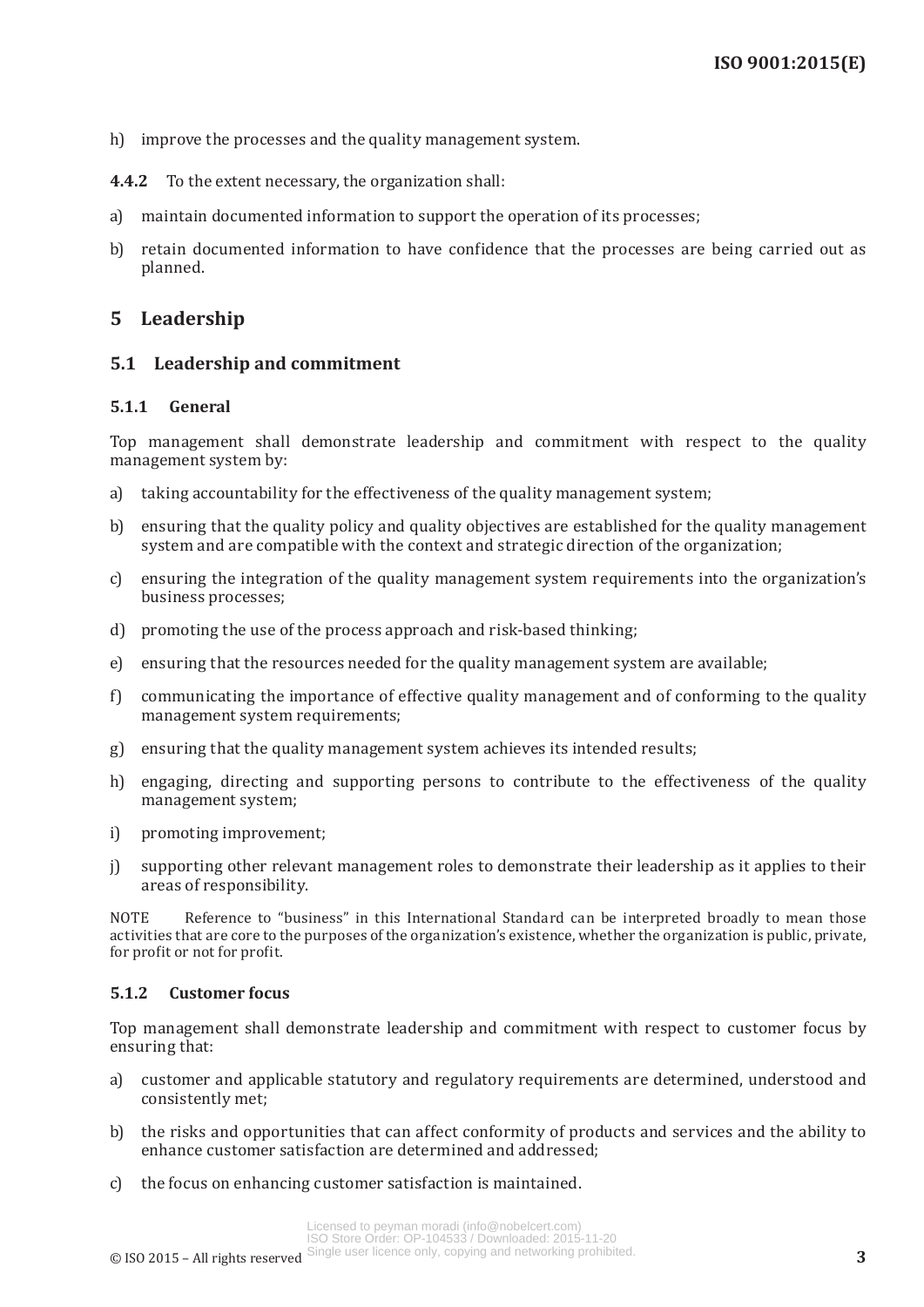h) improve the processes and the quality management system.

**4.4.2** To the extent necessary, the organization shall:

a) maintain documented information to support the operation of its processes;

b) retain documented information to have confidence that the processes are being carried out as planned.

# 5 Leadership

## 5.1 Leadership and commitment

### 5.1.1 General

Top management shall demonstrate leadership and commitment with respect to the quality management system by:

a) taking accountability for the effectiveness of the quality management system;

b) ensuring that the quality policy and quality objectives are established for the quality management system and are compatible with the context and strategic direction of the organization;

c) ensuring the integration of the quality management system requirements into the organization's business processes;

d) promoting the use of the process approach and risk-based thinking;

e) ensuring that the resources needed for the quality management system are available;

f) communicating the importance of effective quality management and of conforming to the quality management system requirements;

g) ensuring that the quality management system achieves its intended results;

h) engaging, directing and supporting persons to contribute to the effectiveness of the quality management system;

i) promoting improvement;

j) supporting other relevant management roles to demonstrate their leadership as it applies to their areas of responsibility.

NOTE Reference to "business" in this International Standard can be interpreted broadly to mean those activities that are core to the purposes of the organization's existence, whether the organization is public, private, for profit or not for profit.

### 5.1.2 Customer focus

Top management shall demonstrate leadership and commitment with respect to customer focus by ensuring that:

a) customer and applicable statutory and regulatory requirements are determined, understood and consistently met;

b) the risks and opportunities that can affect conformity of products and services and the ability to enhance customer satisfaction are determined and addressed;

c) the focus on enhancing customer satisfaction is maintained.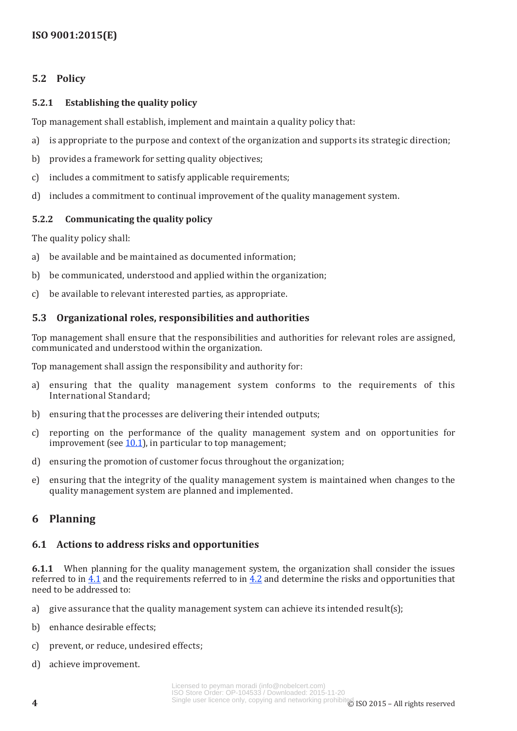### 5.2 Policy

#### 5.2.1 Establishing the quality policy

Top management shall establish, implement and maintain a quality policy that:

a) is appropriate to the purpose and context of the organization and supports its strategic direction;

b) provides a framework for setting quality objectives;

c) includes a commitment to satisfy applicable requirements;

d) includes a commitment to continual improvement of the quality management system.

#### 5.2.2 Communicating the quality policy

The quality policy shall:

a) be available and be maintained as documented information;

b) be communicated, understood and applied within the organization;

c) be available to relevant interested parties, as appropriate.

### 5.3 Organizational roles, responsibilities and authorities

Top management shall ensure that the responsibilities and authorities for relevant roles are assigned, communicated and understood within the organization.

Top management shall assign the responsibility and authority for:

a) ensuring that the quality management system conforms to the requirements of this International Standard;

b) ensuring that the processes are delivering their intended outputs;

c) reporting on the performance of the quality management system and on opportunities for improvement (see 10.1), in particular to top management;

d) ensuring the promotion of customer focus throughout the organization;

e) ensuring that the integrity of the quality management system is maintained when changes to the quality management system are planned and implemented.

## 6 Planning

### 6.1 Actions to address risks and opportunities

**6.1.1** When planning for the quality management system, the organization shall consider the issues referred to in 4.1 and the requirements referred to in 4.2 and determine the risks and opportunities that need to be addressed to:

a) give assurance that the quality management system can achieve its intended result(s);

b) enhance desirable effects;

c) prevent, or reduce, undesired effects;

d) achieve improvement.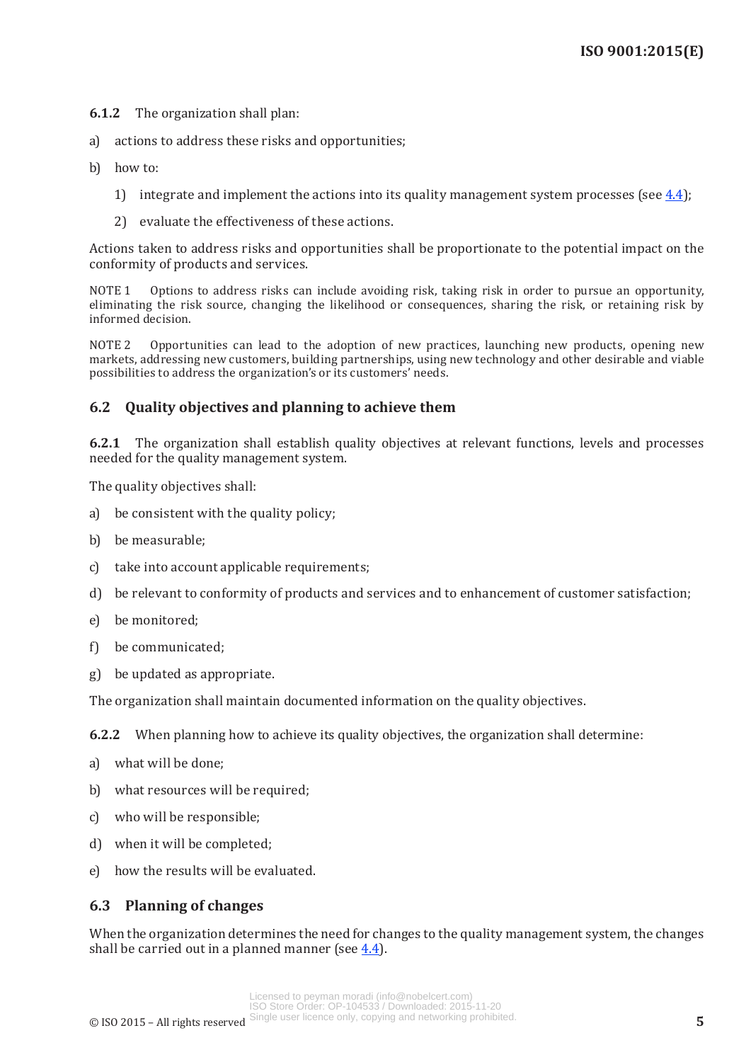**6.1.2** The organization shall plan:

a) actions to address these risks and opportunities;

b) how to:

   1) integrate and implement the actions into its quality management system processes (see 4.4);

   2) evaluate the effectiveness of these actions.

Actions taken to address risks and opportunities shall be proportionate to the potential impact on the conformity of products and services.

NOTE 1 Options to address risks can include avoiding risk, taking risk in order to pursue an opportunity, eliminating the risk source, changing the likelihood or consequences, sharing the risk, or retaining risk by informed decision.

NOTE 2 Opportunities can lead to the adoption of new practices, launching new products, opening new markets, addressing new customers, building partnerships, using new technology and other desirable and viable possibilities to address the organization's or its customers' needs.

## 6.2 Quality objectives and planning to achieve them

**6.2.1** The organization shall establish quality objectives at relevant functions, levels and processes needed for the quality management system.

The quality objectives shall:

a) be consistent with the quality policy;

b) be measurable;

c) take into account applicable requirements;

d) be relevant to conformity of products and services and to enhancement of customer satisfaction;

e) be monitored;

f) be communicated;

g) be updated as appropriate.

The organization shall maintain documented information on the quality objectives.

**6.2.2** When planning how to achieve its quality objectives, the organization shall determine:

a) what will be done;

b) what resources will be required;

c) who will be responsible;

d) when it will be completed;

e) how the results will be evaluated.

## 6.3 Planning of changes

When the organization determines the need for changes to the quality management system, the changes shall be carried out in a planned manner (see 4.4).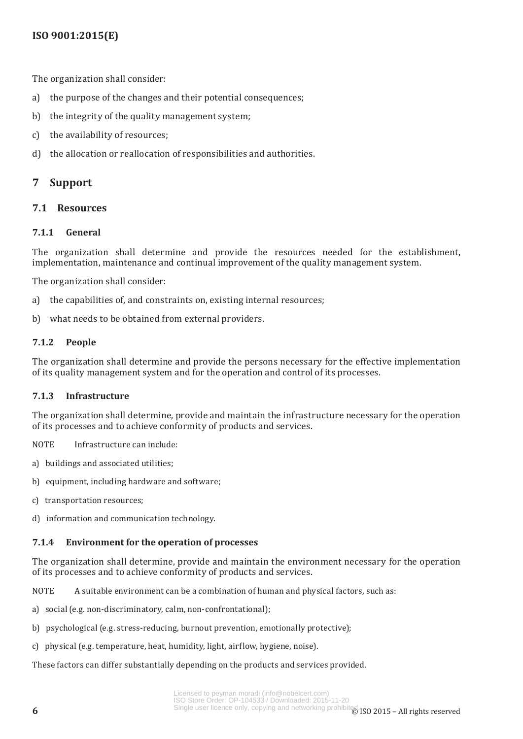The organization shall consider:

a) the purpose of the changes and their potential consequences;

b) the integrity of the quality management system;

c) the availability of resources;

d) the allocation or reallocation of responsibilities and authorities.

# 7 Support

## 7.1 Resources

### 7.1.1 General

The organization shall determine and provide the resources needed for the establishment, implementation, maintenance and continual improvement of the quality management system.

The organization shall consider:

a) the capabilities of, and constraints on, existing internal resources;

b) what needs to be obtained from external providers.

### 7.1.2 People

The organization shall determine and provide the persons necessary for the effective implementation of its quality management system and for the operation and control of its processes.

### 7.1.3 Infrastructure

The organization shall determine, provide and maintain the infrastructure necessary for the operation of its processes and to achieve conformity of products and services.

NOTE Infrastructure can include:

a) buildings and associated utilities;

b) equipment, including hardware and software;

c) transportation resources;

d) information and communication technology.

### 7.1.4 Environment for the operation of processes

The organization shall determine, provide and maintain the environment necessary for the operation of its processes and to achieve conformity of products and services.

NOTE A suitable environment can be a combination of human and physical factors, such as:

a) social (e.g. non-discriminatory, calm, non-confrontational);

b) psychological (e.g. stress-reducing, burnout prevention, emotionally protective);

c) physical (e.g. temperature, heat, humidity, light, airflow, hygiene, noise).

These factors can differ substantially depending on the products and services provided.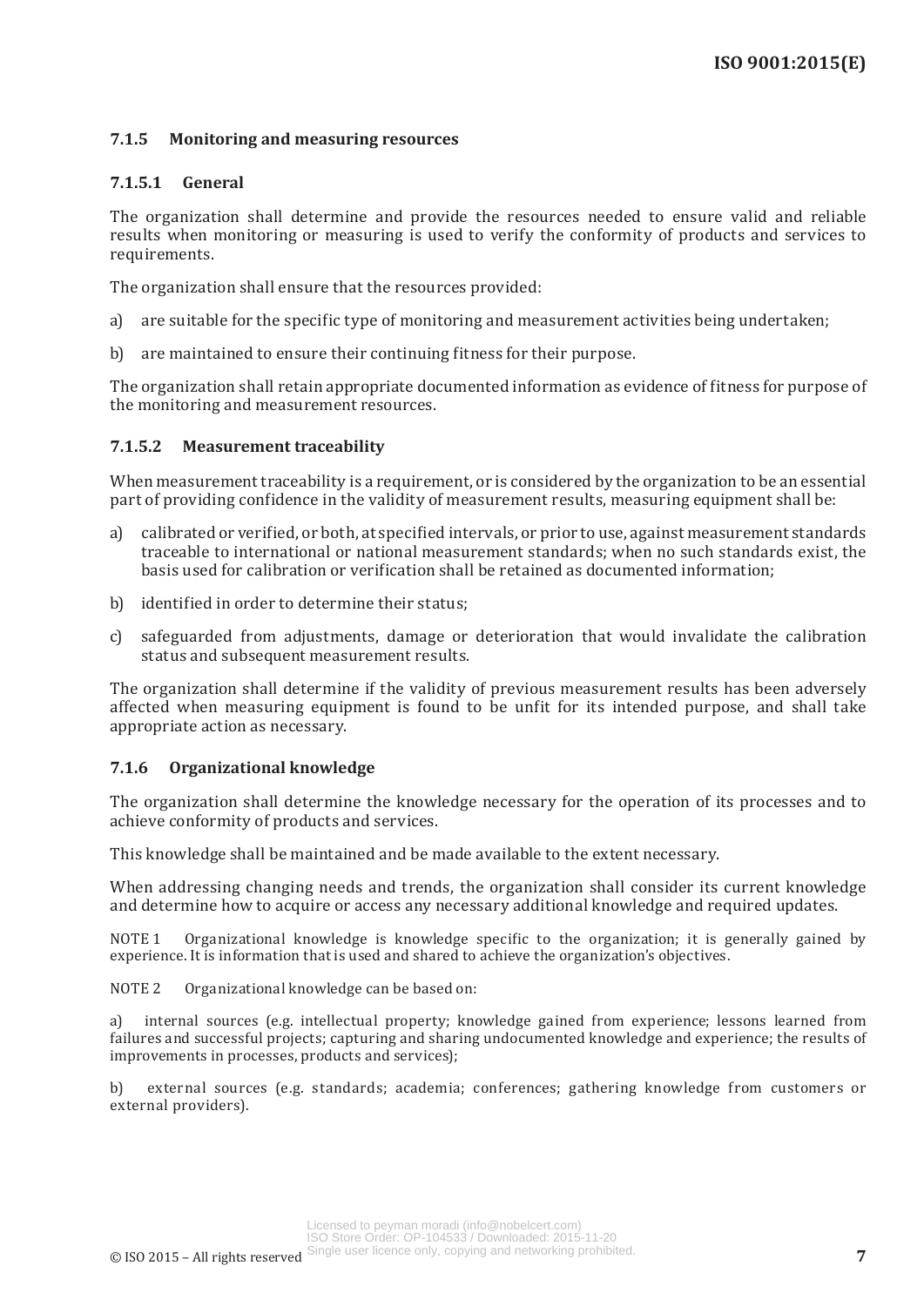### 7.1.5 Monitoring and measuring resources

#### 7.1.5.1 General

The organization shall determine and provide the resources needed to ensure valid and reliable results when monitoring or measuring is used to verify the conformity of products and services to requirements.

The organization shall ensure that the resources provided:

a) are suitable for the specific type of monitoring and measurement activities being undertaken;

b) are maintained to ensure their continuing fitness for their purpose.

The organization shall retain appropriate documented information as evidence of fitness for purpose of the monitoring and measurement resources.

#### 7.1.5.2 Measurement traceability

When measurement traceability is a requirement, or is considered by the organization to be an essential part of providing confidence in the validity of measurement results, measuring equipment shall be:

a) calibrated or verified, or both, at specified intervals, or prior to use, against measurement standards traceable to international or national measurement standards; when no such standards exist, the basis used for calibration or verification shall be retained as documented information;

b) identified in order to determine their status;

c) safeguarded from adjustments, damage or deterioration that would invalidate the calibration status and subsequent measurement results.

The organization shall determine if the validity of previous measurement results has been adversely affected when measuring equipment is found to be unfit for its intended purpose, and shall take appropriate action as necessary.

### 7.1.6 Organizational knowledge

The organization shall determine the knowledge necessary for the operation of its processes and to achieve conformity of products and services.

This knowledge shall be maintained and be made available to the extent necessary.

When addressing changing needs and trends, the organization shall consider its current knowledge and determine how to acquire or access any necessary additional knowledge and required updates.

NOTE 1 Organizational knowledge is knowledge specific to the organization; it is generally gained by experience. It is information that is used and shared to achieve the organization's objectives.

NOTE 2 Organizational knowledge can be based on:

a) internal sources (e.g. intellectual property; knowledge gained from experience; lessons learned from failures and successful projects; capturing and sharing undocumented knowledge and experience; the results of improvements in processes, products and services);

b) external sources (e.g. standards; academia; conferences; gathering knowledge from customers or external providers).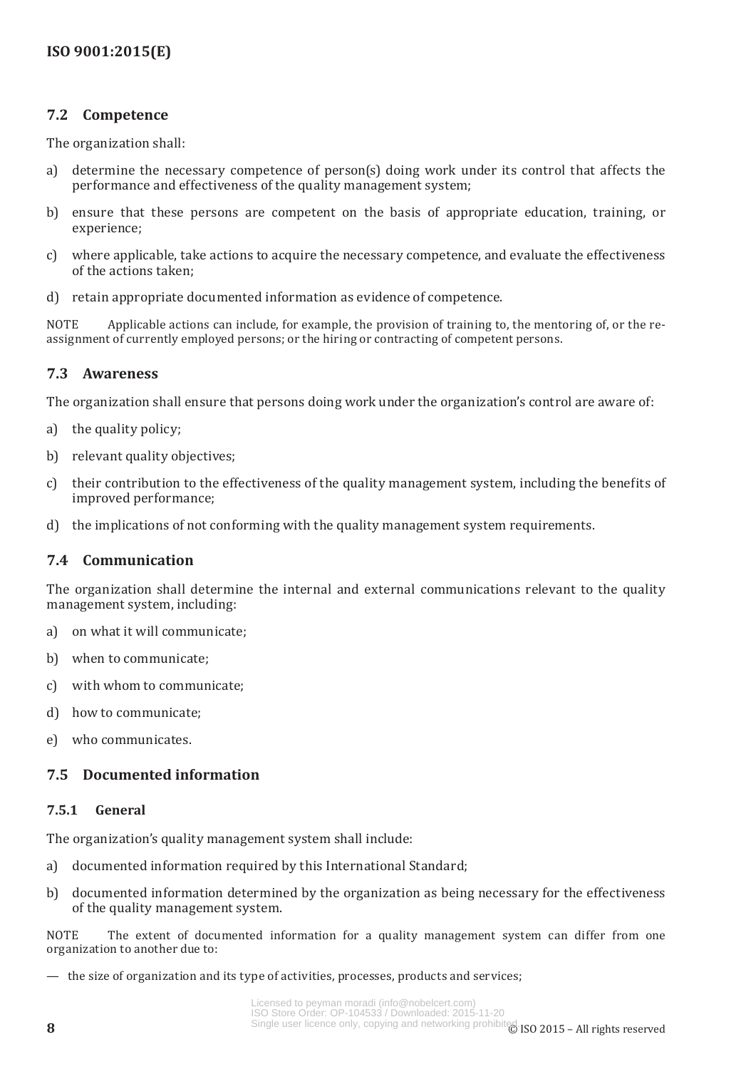## 7.2 Competence

The organization shall:

a) determine the necessary competence of person(s) doing work under its control that affects the performance and effectiveness of the quality management system;

b) ensure that these persons are competent on the basis of appropriate education, training, or experience;

c) where applicable, take actions to acquire the necessary competence, and evaluate the effectiveness of the actions taken;

d) retain appropriate documented information as evidence of competence.

NOTE Applicable actions can include, for example, the provision of training to, the mentoring of, or the re-assignment of currently employed persons; or the hiring or contracting of competent persons.

## 7.3 Awareness

The organization shall ensure that persons doing work under the organization's control are aware of:

a) the quality policy;

b) relevant quality objectives;

c) their contribution to the effectiveness of the quality management system, including the benefits of improved performance;

d) the implications of not conforming with the quality management system requirements.

## 7.4 Communication

The organization shall determine the internal and external communications relevant to the quality management system, including:

a) on what it will communicate;

b) when to communicate;

c) with whom to communicate;

d) how to communicate;

e) who communicates.

## 7.5 Documented information

### 7.5.1 General

The organization's quality management system shall include:

a) documented information required by this International Standard;

b) documented information determined by the organization as being necessary for the effectiveness of the quality management system.

NOTE The extent of documented information for a quality management system can differ from one organization to another due to:

— the size of organization and its type of activities, processes, products and services;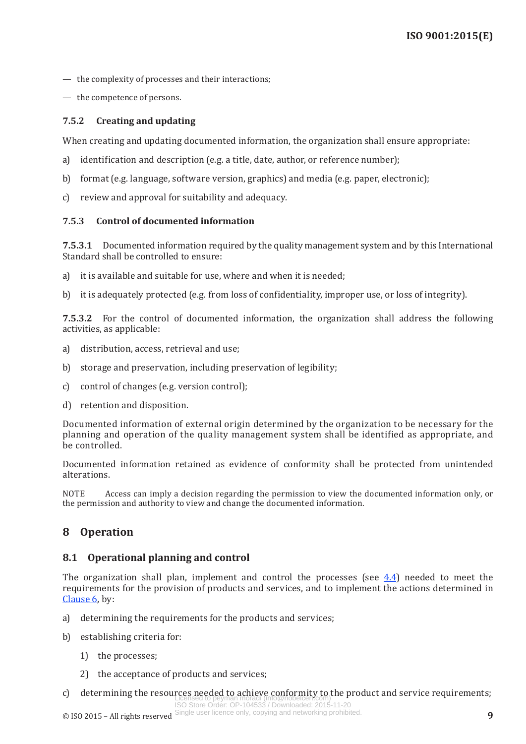— the complexity of processes and their interactions;

— the competence of persons.

### 7.5.2 Creating and updating

When creating and updating documented information, the organization shall ensure appropriate:

a) identification and description (e.g. a title, date, author, or reference number);

b) format (e.g. language, software version, graphics) and media (e.g. paper, electronic);

c) review and approval for suitability and adequacy.

### 7.5.3 Control of documented information

**7.5.3.1** Documented information required by the quality management system and by this International Standard shall be controlled to ensure:

a) it is available and suitable for use, where and when it is needed;

b) it is adequately protected (e.g. from loss of confidentiality, improper use, or loss of integrity).

**7.5.3.2** For the control of documented information, the organization shall address the following activities, as applicable:

a) distribution, access, retrieval and use;

b) storage and preservation, including preservation of legibility;

c) control of changes (e.g. version control);

d) retention and disposition.

Documented information of external origin determined by the organization to be necessary for the planning and operation of the quality management system shall be identified as appropriate, and be controlled.

Documented information retained as evidence of conformity shall be protected from unintended alterations.

NOTE Access can imply a decision regarding the permission to view the documented information only, or the permission and authority to view and change the documented information.

# 8 Operation

## 8.1 Operational planning and control

The organization shall plan, implement and control the processes (see 4.4) needed to meet the requirements for the provision of products and services, and to implement the actions determined in Clause 6, by:

a) determining the requirements for the products and services;

b) establishing criteria for:

   1) the processes;

   2) the acceptance of products and services;

c) determining the resources needed to achieve conformity to the product and service requirements;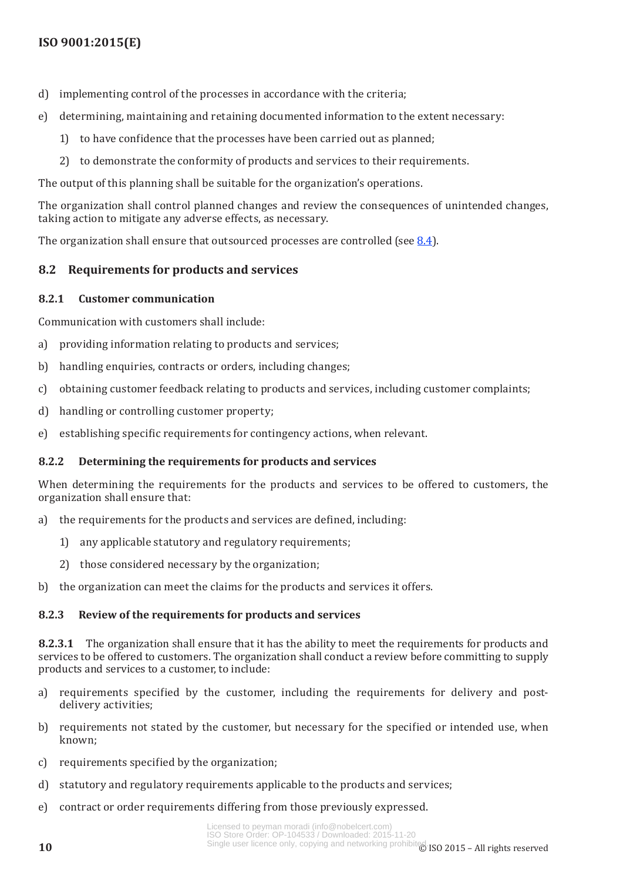d) implementing control of the processes in accordance with the criteria;

e) determining, maintaining and retaining documented information to the extent necessary:

   1) to have confidence that the processes have been carried out as planned;

   2) to demonstrate the conformity of products and services to their requirements.

The output of this planning shall be suitable for the organization's operations.

The organization shall control planned changes and review the consequences of unintended changes, taking action to mitigate any adverse effects, as necessary.

The organization shall ensure that outsourced processes are controlled (see 8.4).

## 8.2 Requirements for products and services

### 8.2.1 Customer communication

Communication with customers shall include:

a) providing information relating to products and services;

b) handling enquiries, contracts or orders, including changes;

c) obtaining customer feedback relating to products and services, including customer complaints;

d) handling or controlling customer property;

e) establishing specific requirements for contingency actions, when relevant.

### 8.2.2 Determining the requirements for products and services

When determining the requirements for the products and services to be offered to customers, the organization shall ensure that:

a) the requirements for the products and services are defined, including:

   1) any applicable statutory and regulatory requirements;

   2) those considered necessary by the organization;

b) the organization can meet the claims for the products and services it offers.

### 8.2.3 Review of the requirements for products and services

**8.2.3.1** The organization shall ensure that it has the ability to meet the requirements for products and services to be offered to customers. The organization shall conduct a review before committing to supply products and services to a customer, to include:

a) requirements specified by the customer, including the requirements for delivery and post-delivery activities;

b) requirements not stated by the customer, but necessary for the specified or intended use, when known;

c) requirements specified by the organization;

d) statutory and regulatory requirements applicable to the products and services;

e) contract or order requirements differing from those previously expressed.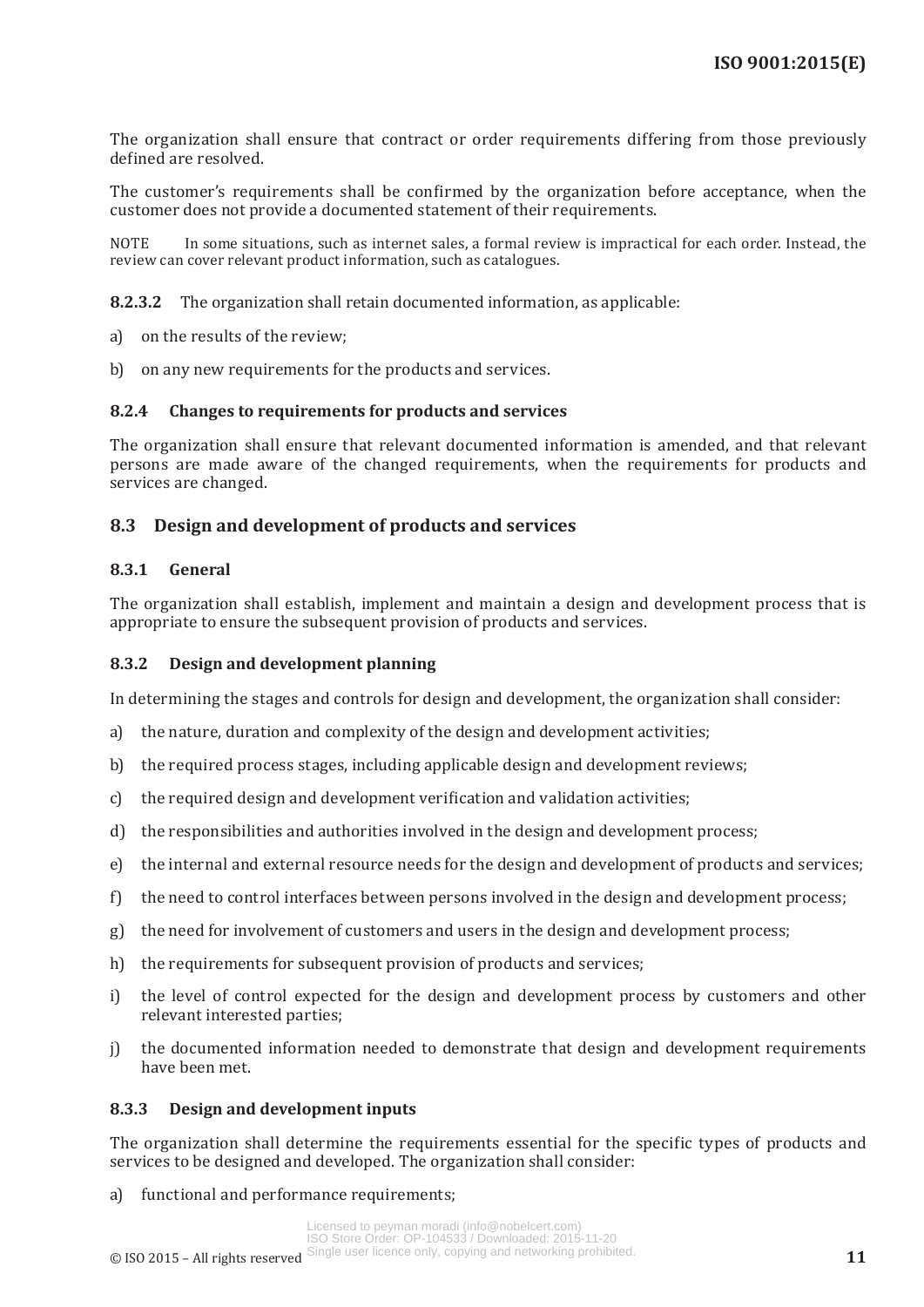The organization shall ensure that contract or order requirements differing from those previously defined are resolved.

The customer's requirements shall be confirmed by the organization before acceptance, when the customer does not provide a documented statement of their requirements.

NOTE In some situations, such as internet sales, a formal review is impractical for each order. Instead, the review can cover relevant product information, such as catalogues.

**8.2.3.2** The organization shall retain documented information, as applicable:

a) on the results of the review;

b) on any new requirements for the products and services.

### 8.2.4 Changes to requirements for products and services

The organization shall ensure that relevant documented information is amended, and that relevant persons are made aware of the changed requirements, when the requirements for products and services are changed.

## 8.3 Design and development of products and services

### 8.3.1 General

The organization shall establish, implement and maintain a design and development process that is appropriate to ensure the subsequent provision of products and services.

### 8.3.2 Design and development planning

In determining the stages and controls for design and development, the organization shall consider:

a) the nature, duration and complexity of the design and development activities;

b) the required process stages, including applicable design and development reviews;

c) the required design and development verification and validation activities;

d) the responsibilities and authorities involved in the design and development process;

e) the internal and external resource needs for the design and development of products and services;

f) the need to control interfaces between persons involved in the design and development process;

g) the need for involvement of customers and users in the design and development process;

h) the requirements for subsequent provision of products and services;

i) the level of control expected for the design and development process by customers and other relevant interested parties;

j) the documented information needed to demonstrate that design and development requirements have been met.

### 8.3.3 Design and development inputs

The organization shall determine the requirements essential for the specific types of products and services to be designed and developed. The organization shall consider:

a) functional and performance requirements;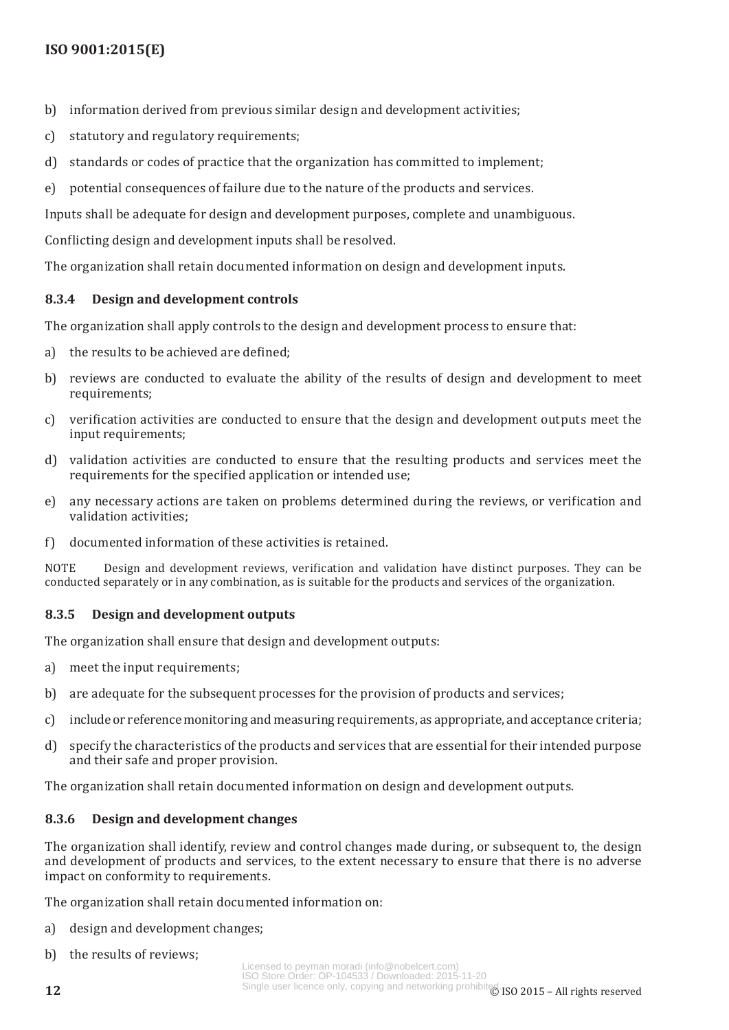b) information derived from previous similar design and development activities;

c) statutory and regulatory requirements;

d) standards or codes of practice that the organization has committed to implement;

e) potential consequences of failure due to the nature of the products and services.

Inputs shall be adequate for design and development purposes, complete and unambiguous.

Conflicting design and development inputs shall be resolved.

The organization shall retain documented information on design and development inputs.

### 8.3.4 Design and development controls

The organization shall apply controls to the design and development process to ensure that:

a) the results to be achieved are defined;

b) reviews are conducted to evaluate the ability of the results of design and development to meet requirements;

c) verification activities are conducted to ensure that the design and development outputs meet the input requirements;

d) validation activities are conducted to ensure that the resulting products and services meet the requirements for the specified application or intended use;

e) any necessary actions are taken on problems determined during the reviews, or verification and validation activities;

f) documented information of these activities is retained.

NOTE Design and development reviews, verification and validation have distinct purposes. They can be conducted separately or in any combination, as is suitable for the products and services of the organization.

### 8.3.5 Design and development outputs

The organization shall ensure that design and development outputs:

a) meet the input requirements;

b) are adequate for the subsequent processes for the provision of products and services;

c) include or reference monitoring and measuring requirements, as appropriate, and acceptance criteria;

d) specify the characteristics of the products and services that are essential for their intended purpose and their safe and proper provision.

The organization shall retain documented information on design and development outputs.

### 8.3.6 Design and development changes

The organization shall identify, review and control changes made during, or subsequent to, the design and development of products and services, to the extent necessary to ensure that there is no adverse impact on conformity to requirements.

The organization shall retain documented information on:

a) design and development changes;

b) the results of reviews;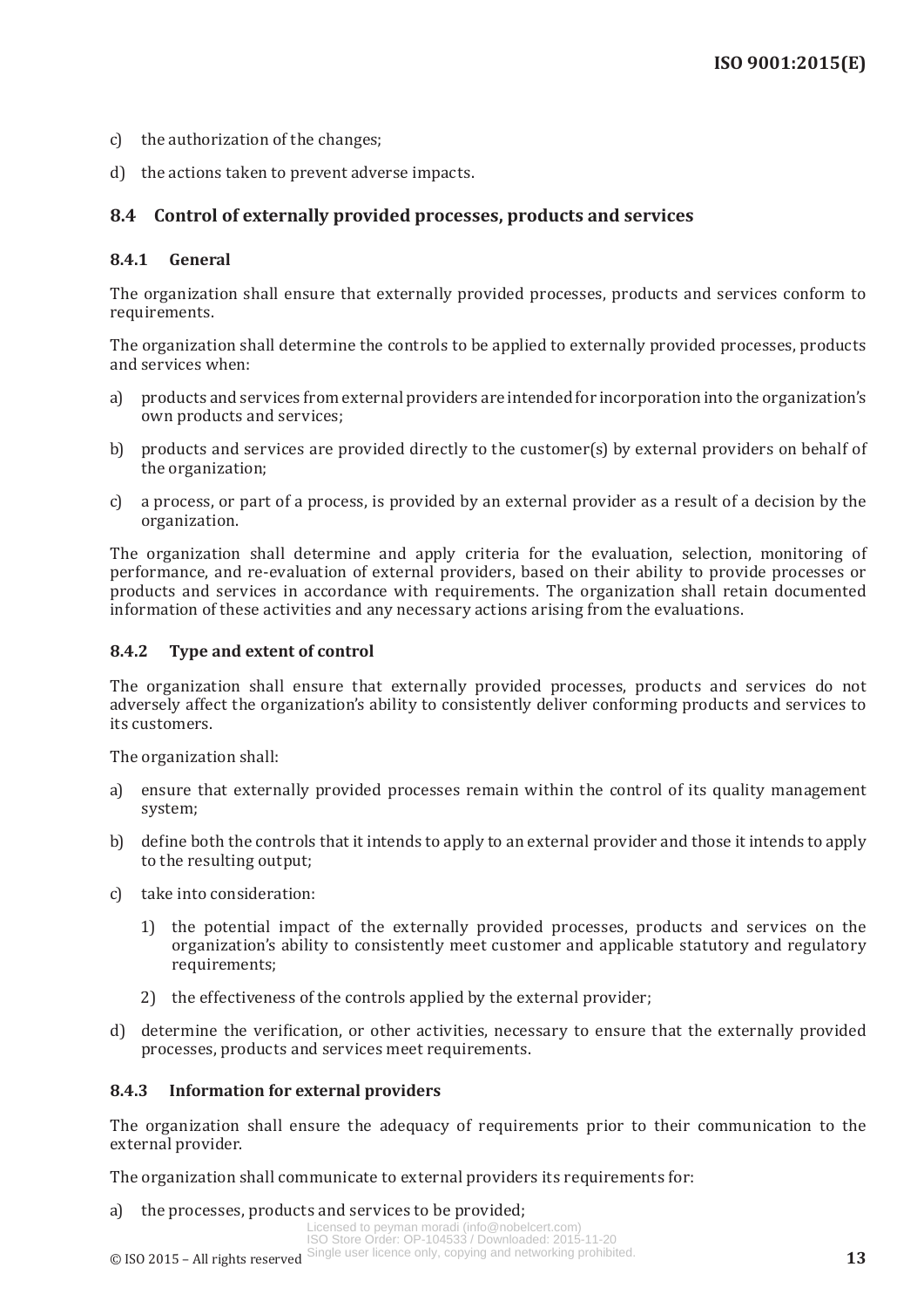c) the authorization of the changes;

d) the actions taken to prevent adverse impacts.

## 8.4 Control of externally provided processes, products and services

### 8.4.1 General

The organization shall ensure that externally provided processes, products and services conform to requirements.

The organization shall determine the controls to be applied to externally provided processes, products and services when:

a) products and services from external providers are intended for incorporation into the organization's own products and services;

b) products and services are provided directly to the customer(s) by external providers on behalf of the organization;

c) a process, or part of a process, is provided by an external provider as a result of a decision by the organization.

The organization shall determine and apply criteria for the evaluation, selection, monitoring of performance, and re-evaluation of external providers, based on their ability to provide processes or products and services in accordance with requirements. The organization shall retain documented information of these activities and any necessary actions arising from the evaluations.

### 8.4.2 Type and extent of control

The organization shall ensure that externally provided processes, products and services do not adversely affect the organization's ability to consistently deliver conforming products and services to its customers.

The organization shall:

a) ensure that externally provided processes remain within the control of its quality management system;

b) define both the controls that it intends to apply to an external provider and those it intends to apply to the resulting output;

c) take into consideration:

   1) the potential impact of the externally provided processes, products and services on the organization's ability to consistently meet customer and applicable statutory and regulatory requirements;

   2) the effectiveness of the controls applied by the external provider;

d) determine the verification, or other activities, necessary to ensure that the externally provided processes, products and services meet requirements.

### 8.4.3 Information for external providers

The organization shall ensure the adequacy of requirements prior to their communication to the external provider.

The organization shall communicate to external providers its requirements for:

a) the processes, products and services to be provided;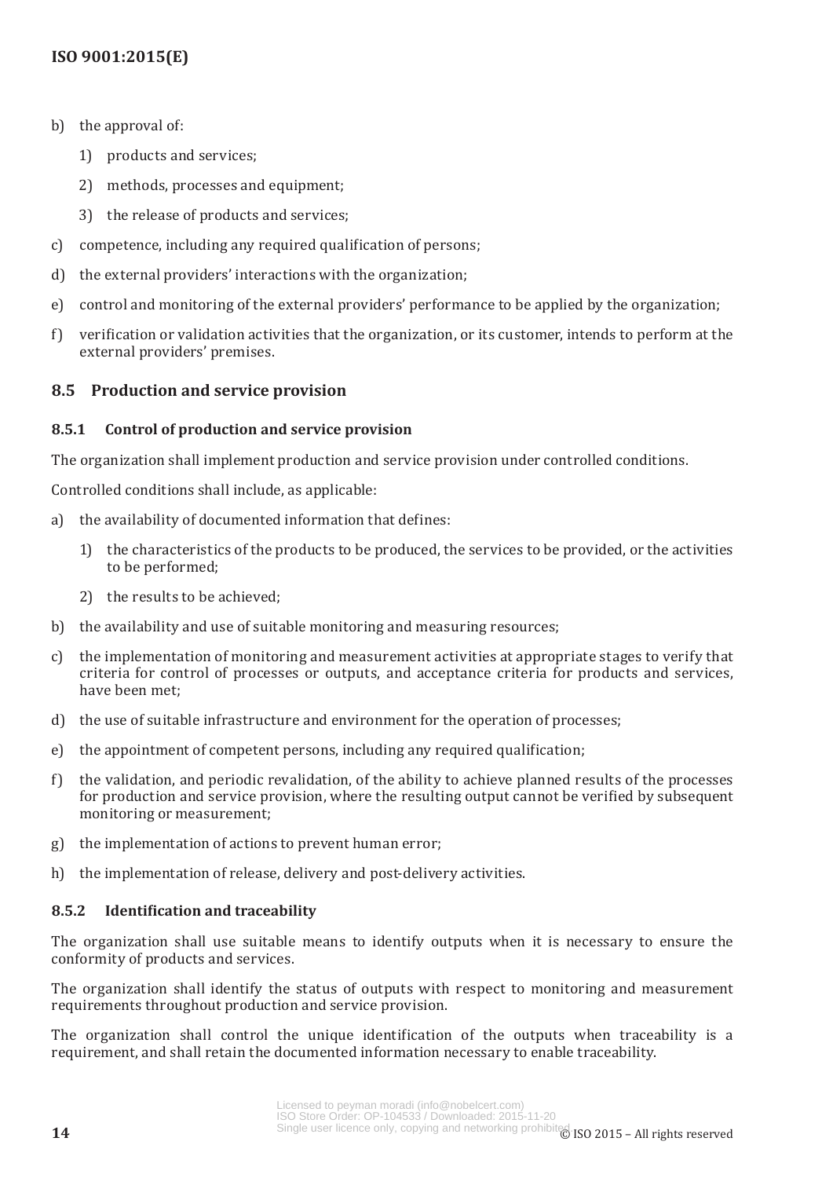b) the approval of:
   1) products and services;
   2) methods, processes and equipment;
   3) the release of products and services;
c) competence, including any required qualification of persons;
d) the external providers' interactions with the organization;
e) control and monitoring of the external providers' performance to be applied by the organization;
f) verification or validation activities that the organization, or its customer, intends to perform at the external providers' premises.

## 8.5 Production and service provision

### 8.5.1 Control of production and service provision

The organization shall implement production and service provision under controlled conditions.

Controlled conditions shall include, as applicable:

a) the availability of documented information that defines:
   1) the characteristics of the products to be produced, the services to be provided, or the activities to be performed;
   2) the results to be achieved;
b) the availability and use of suitable monitoring and measuring resources;
c) the implementation of monitoring and measurement activities at appropriate stages to verify that criteria for control of processes or outputs, and acceptance criteria for products and services, have been met;
d) the use of suitable infrastructure and environment for the operation of processes;
e) the appointment of competent persons, including any required qualification;
f) the validation, and periodic revalidation, of the ability to achieve planned results of the processes for production and service provision, where the resulting output cannot be verified by subsequent monitoring or measurement;
g) the implementation of actions to prevent human error;
h) the implementation of release, delivery and post-delivery activities.

### 8.5.2 Identification and traceability

The organization shall use suitable means to identify outputs when it is necessary to ensure the conformity of products and services.

The organization shall identify the status of outputs with respect to monitoring and measurement requirements throughout production and service provision.

The organization shall control the unique identification of the outputs when traceability is a requirement, and shall retain the documented information necessary to enable traceability.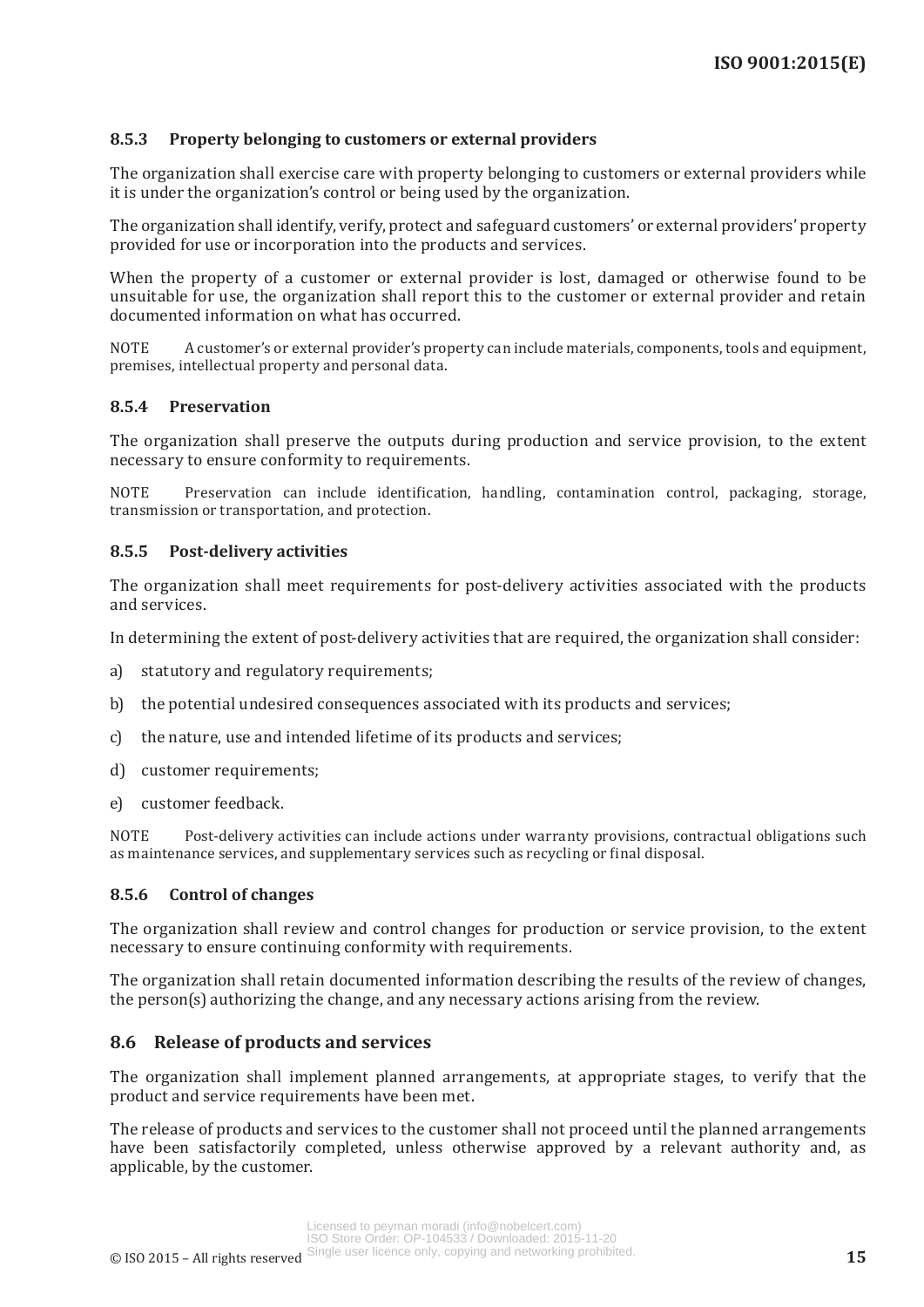### 8.5.3 Property belonging to customers or external providers

The organization shall exercise care with property belonging to customers or external providers while it is under the organization's control or being used by the organization.

The organization shall identify, verify, protect and safeguard customers' or external providers' property provided for use or incorporation into the products and services.

When the property of a customer or external provider is lost, damaged or otherwise found to be unsuitable for use, the organization shall report this to the customer or external provider and retain documented information on what has occurred.

NOTE A customer's or external provider's property can include materials, components, tools and equipment, premises, intellectual property and personal data.

### 8.5.4 Preservation

The organization shall preserve the outputs during production and service provision, to the extent necessary to ensure conformity to requirements.

NOTE Preservation can include identification, handling, contamination control, packaging, storage, transmission or transportation, and protection.

### 8.5.5 Post-delivery activities

The organization shall meet requirements for post-delivery activities associated with the products and services.

In determining the extent of post-delivery activities that are required, the organization shall consider:

a) statutory and regulatory requirements;

b) the potential undesired consequences associated with its products and services;

c) the nature, use and intended lifetime of its products and services;

d) customer requirements;

e) customer feedback.

NOTE Post-delivery activities can include actions under warranty provisions, contractual obligations such as maintenance services, and supplementary services such as recycling or final disposal.

### 8.5.6 Control of changes

The organization shall review and control changes for production or service provision, to the extent necessary to ensure continuing conformity with requirements.

The organization shall retain documented information describing the results of the review of changes, the person(s) authorizing the change, and any necessary actions arising from the review.

## 8.6 Release of products and services

The organization shall implement planned arrangements, at appropriate stages, to verify that the product and service requirements have been met.

The release of products and services to the customer shall not proceed until the planned arrangements have been satisfactorily completed, unless otherwise approved by a relevant authority and, as applicable, by the customer.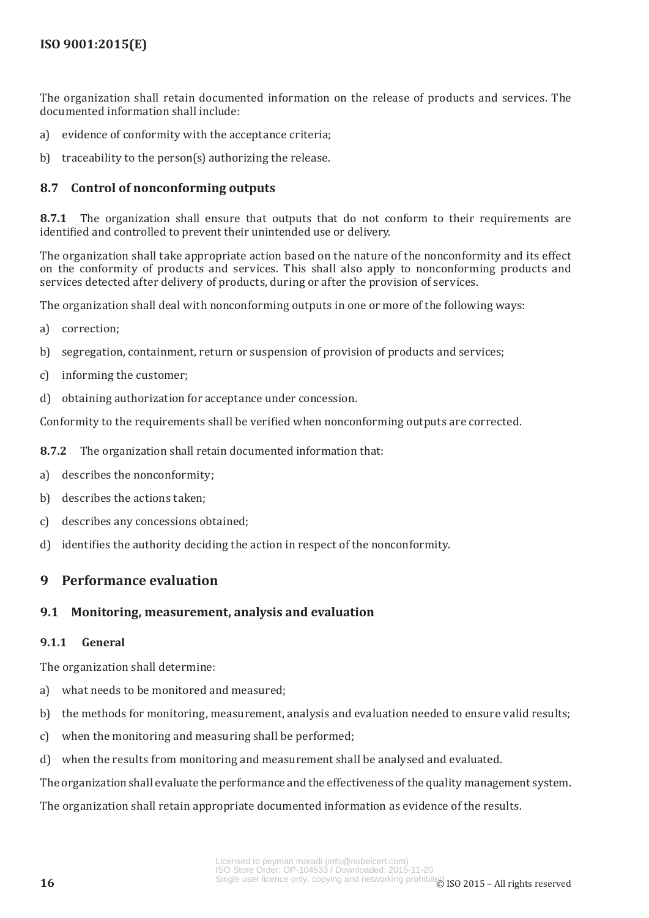The organization shall retain documented information on the release of products and services. The documented information shall include:

a) evidence of conformity with the acceptance criteria;

b) traceability to the person(s) authorizing the release.

### 8.7 Control of nonconforming outputs

**8.7.1** The organization shall ensure that outputs that do not conform to their requirements are identified and controlled to prevent their unintended use or delivery.

The organization shall take appropriate action based on the nature of the nonconformity and its effect on the conformity of products and services. This shall also apply to nonconforming products and services detected after delivery of products, during or after the provision of services.

The organization shall deal with nonconforming outputs in one or more of the following ways:

a) correction;

b) segregation, containment, return or suspension of provision of products and services;

c) informing the customer;

d) obtaining authorization for acceptance under concession.

Conformity to the requirements shall be verified when nonconforming outputs are corrected.

**8.7.2** The organization shall retain documented information that:

a) describes the nonconformity;

b) describes the actions taken;

c) describes any concessions obtained;

d) identifies the authority deciding the action in respect of the nonconformity.

## 9 Performance evaluation

### 9.1 Monitoring, measurement, analysis and evaluation

#### 9.1.1 General

The organization shall determine:

a) what needs to be monitored and measured;

b) the methods for monitoring, measurement, analysis and evaluation needed to ensure valid results;

c) when the monitoring and measuring shall be performed;

d) when the results from monitoring and measurement shall be analysed and evaluated.

The organization shall evaluate the performance and the effectiveness of the quality management system.

The organization shall retain appropriate documented information as evidence of the results.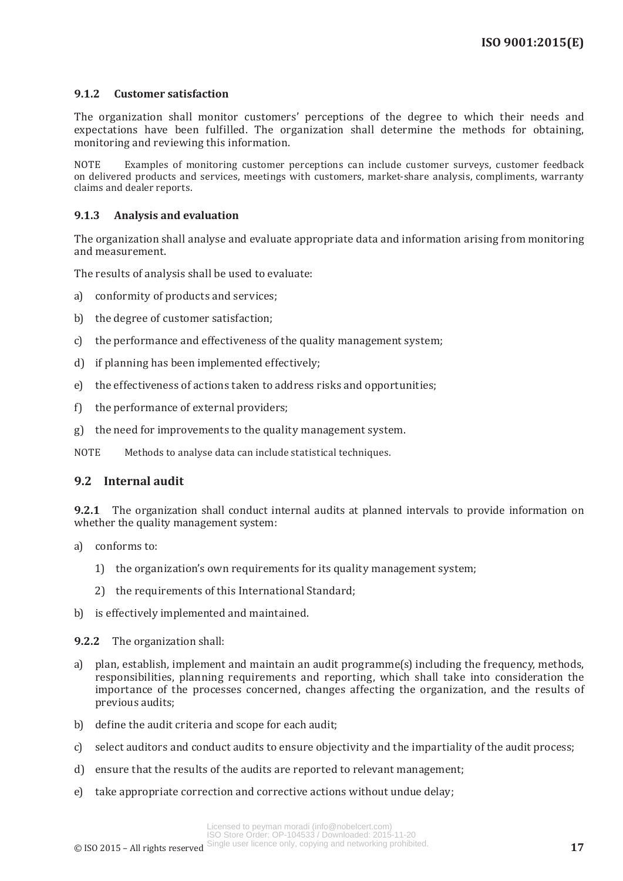#### 9.1.2 Customer satisfaction

The organization shall monitor customers' perceptions of the degree to which their needs and expectations have been fulfilled. The organization shall determine the methods for obtaining, monitoring and reviewing this information.

NOTE Examples of monitoring customer perceptions can include customer surveys, customer feedback on delivered products and services, meetings with customers, market-share analysis, compliments, warranty claims and dealer reports.

#### 9.1.3 Analysis and evaluation

The organization shall analyse and evaluate appropriate data and information arising from monitoring and measurement.

The results of analysis shall be used to evaluate:

a) conformity of products and services;

b) the degree of customer satisfaction;

c) the performance and effectiveness of the quality management system;

d) if planning has been implemented effectively;

e) the effectiveness of actions taken to address risks and opportunities;

f) the performance of external providers;

g) the need for improvements to the quality management system.

NOTE Methods to analyse data can include statistical techniques.

### 9.2 Internal audit

**9.2.1** The organization shall conduct internal audits at planned intervals to provide information on whether the quality management system:

a) conforms to:

   1) the organization's own requirements for its quality management system;

   2) the requirements of this International Standard;

b) is effectively implemented and maintained.

**9.2.2** The organization shall:

a) plan, establish, implement and maintain an audit programme(s) including the frequency, methods, responsibilities, planning requirements and reporting, which shall take into consideration the importance of the processes concerned, changes affecting the organization, and the results of previous audits;

b) define the audit criteria and scope for each audit;

c) select auditors and conduct audits to ensure objectivity and the impartiality of the audit process;

d) ensure that the results of the audits are reported to relevant management;

e) take appropriate correction and corrective actions without undue delay;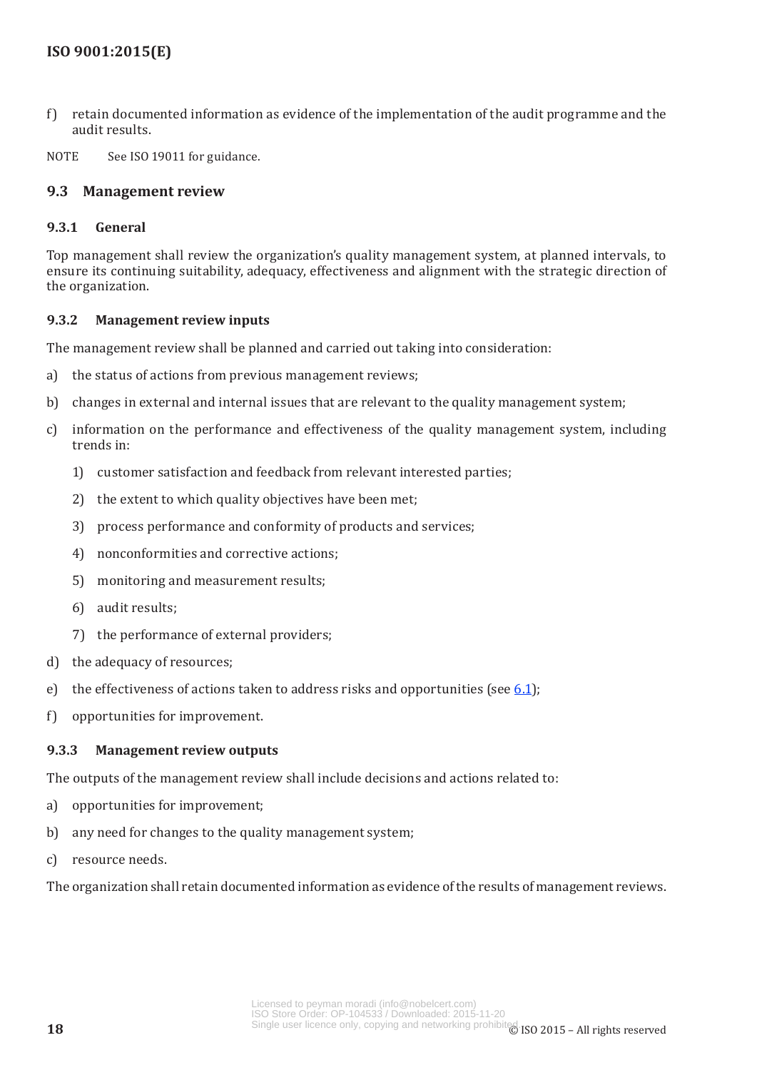f) retain documented information as evidence of the implementation of the audit programme and the audit results.

NOTE See ISO 19011 for guidance.

## 9.3 Management review

### 9.3.1 General

Top management shall review the organization's quality management system, at planned intervals, to ensure its continuing suitability, adequacy, effectiveness and alignment with the strategic direction of the organization.

### 9.3.2 Management review inputs

The management review shall be planned and carried out taking into consideration:

a) the status of actions from previous management reviews;

b) changes in external and internal issues that are relevant to the quality management system;

c) information on the performance and effectiveness of the quality management system, including trends in:

   1) customer satisfaction and feedback from relevant interested parties;

   2) the extent to which quality objectives have been met;

   3) process performance and conformity of products and services;

   4) nonconformities and corrective actions;

   5) monitoring and measurement results;

   6) audit results;

   7) the performance of external providers;

d) the adequacy of resources;

e) the effectiveness of actions taken to address risks and opportunities (see 6.1);

f) opportunities for improvement.

### 9.3.3 Management review outputs

The outputs of the management review shall include decisions and actions related to:

a) opportunities for improvement;

b) any need for changes to the quality management system;

c) resource needs.

The organization shall retain documented information as evidence of the results of management reviews.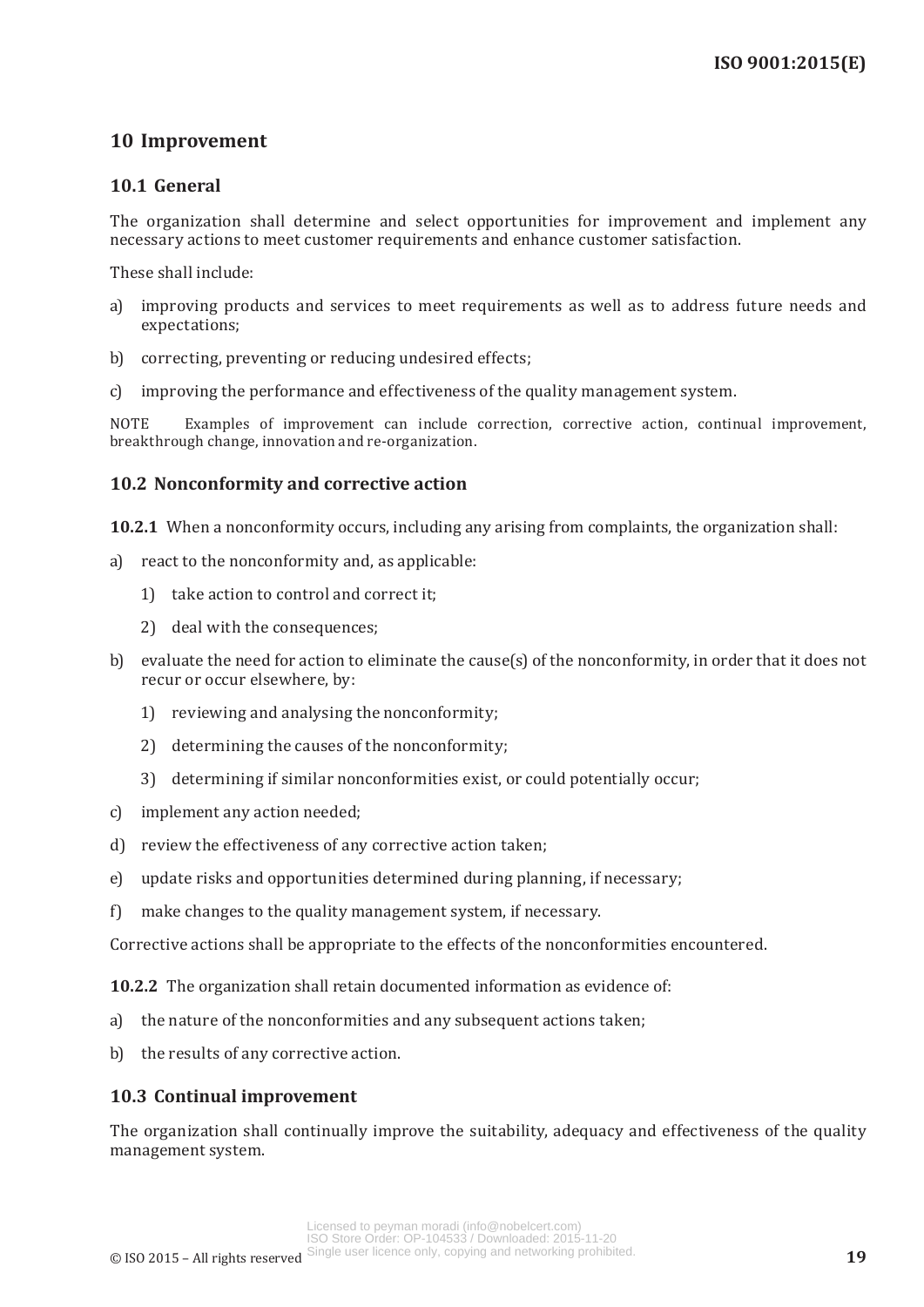# 10 Improvement

## 10.1 General

The organization shall determine and select opportunities for improvement and implement any necessary actions to meet customer requirements and enhance customer satisfaction.

These shall include:

a) improving products and services to meet requirements as well as to address future needs and expectations;

b) correcting, preventing or reducing undesired effects;

c) improving the performance and effectiveness of the quality management system.

NOTE Examples of improvement can include correction, corrective action, continual improvement, breakthrough change, innovation and re-organization.

## 10.2 Nonconformity and corrective action

**10.2.1** When a nonconformity occurs, including any arising from complaints, the organization shall:

a) react to the nonconformity and, as applicable:

   1) take action to control and correct it;

   2) deal with the consequences;

b) evaluate the need for action to eliminate the cause(s) of the nonconformity, in order that it does not recur or occur elsewhere, by:

   1) reviewing and analysing the nonconformity;

   2) determining the causes of the nonconformity;

   3) determining if similar nonconformities exist, or could potentially occur;

c) implement any action needed;

d) review the effectiveness of any corrective action taken;

e) update risks and opportunities determined during planning, if necessary;

f) make changes to the quality management system, if necessary.

Corrective actions shall be appropriate to the effects of the nonconformities encountered.

**10.2.2** The organization shall retain documented information as evidence of:

a) the nature of the nonconformities and any subsequent actions taken;

b) the results of any corrective action.

## 10.3 Continual improvement

The organization shall continually improve the suitability, adequacy and effectiveness of the quality management system.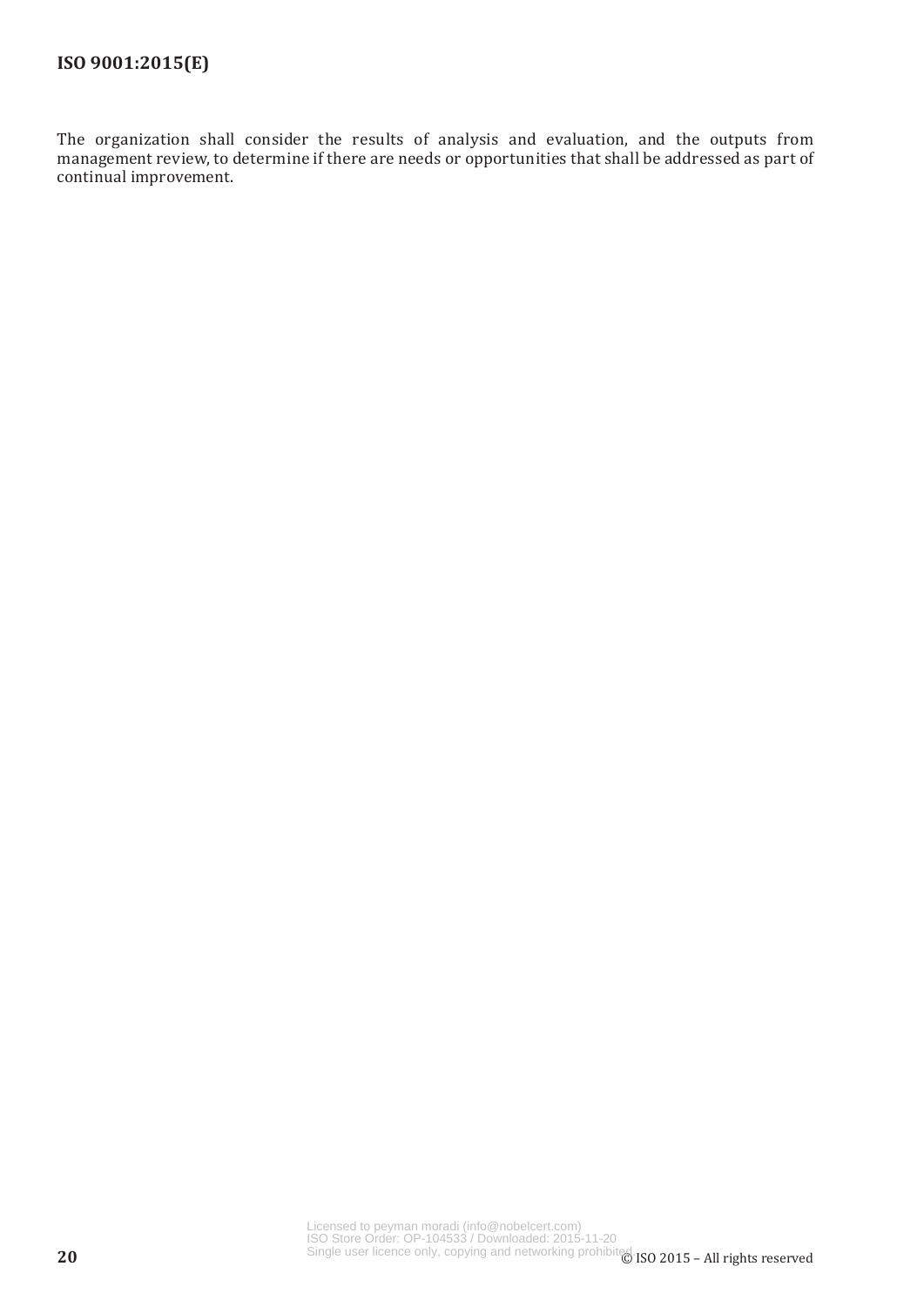The organization shall consider the results of analysis and evaluation, and the outputs from management review, to determine if there are needs or opportunities that shall be addressed as part of continual improvement.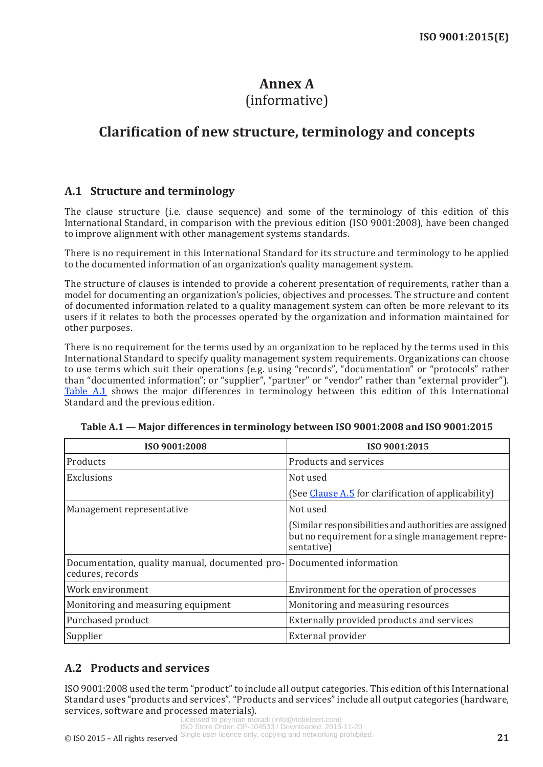# Annex A
(informative)

# Clarification of new structure, terminology and concepts

## A.1 Structure and terminology

The clause structure (i.e. clause sequence) and some of the terminology of this edition of this International Standard, in comparison with the previous edition (ISO 9001:2008), have been changed to improve alignment with other management systems standards.

There is no requirement in this International Standard for its structure and terminology to be applied to the documented information of an organization's quality management system.

The structure of clauses is intended to provide a coherent presentation of requirements, rather than a model for documenting an organization's policies, objectives and processes. The structure and content of documented information related to a quality management system can often be more relevant to its users if it relates to both the processes operated by the organization and information maintained for other purposes.

There is no requirement for the terms used by an organization to be replaced by the terms used in this International Standard to specify quality management system requirements. Organizations can choose to use terms which suit their operations (e.g. using "records", "documentation" or "protocols" rather than "documented information"; or "supplier", "partner" or "vendor" rather than "external provider"). Table A.1 shows the major differences in terminology between this edition of this International Standard and the previous edition.

**Table A.1 — Major differences in terminology between ISO 9001:2008 and ISO 9001:2015**

| ISO 9001:2008 | ISO 9001:2015 |
|---|---|
| Products | Products and services |
| Exclusions | Not used<br>(See Clause A.5 for clarification of applicability) |
| Management representative | Not used<br>(Similar responsibilities and authorities are assigned but no requirement for a single management representative) |
| Documentation, quality manual, documented procedures, records | Documented information |
| Work environment | Environment for the operation of processes |
| Monitoring and measuring equipment | Monitoring and measuring resources |
| Purchased product | Externally provided products and services |
| Supplier | External provider |

## A.2 Products and services

ISO 9001:2008 used the term "product" to include all output categories. This edition of this International Standard uses "products and services". "Products and services" include all output categories (hardware, services, software and processed materials).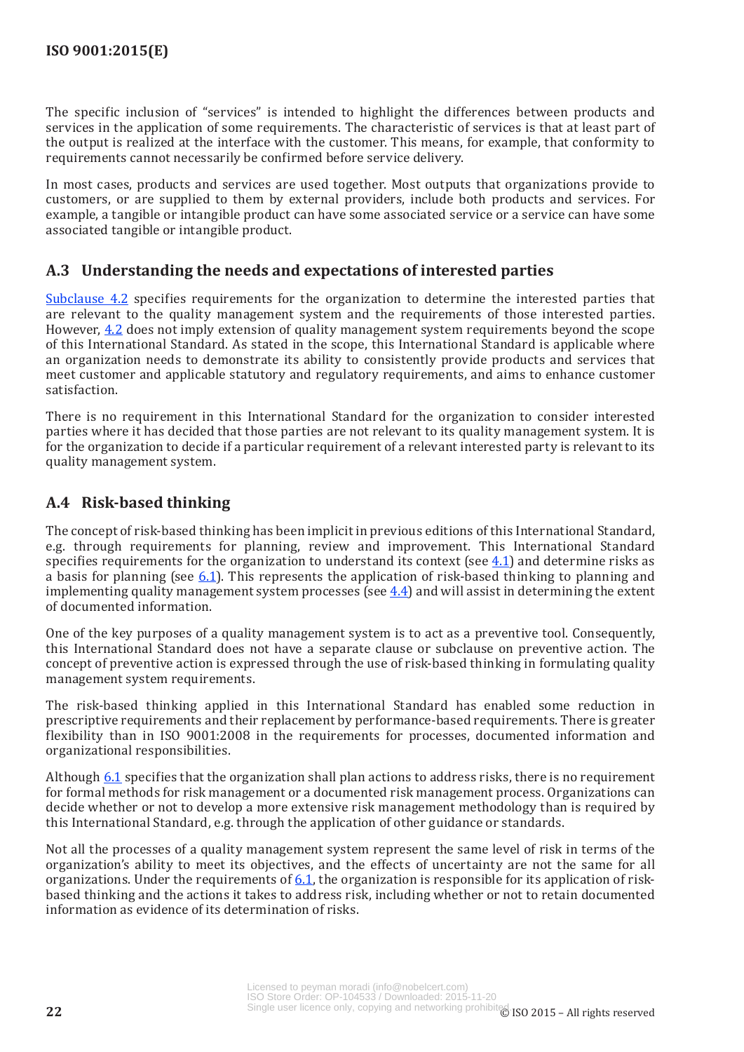The specific inclusion of "services" is intended to highlight the differences between products and services in the application of some requirements. The characteristic of services is that at least part of the output is realized at the interface with the customer. This means, for example, that conformity to requirements cannot necessarily be confirmed before service delivery.

In most cases, products and services are used together. Most outputs that organizations provide to customers, or are supplied to them by external providers, include both products and services. For example, a tangible or intangible product can have some associated service or a service can have some associated tangible or intangible product.

## A.3 Understanding the needs and expectations of interested parties

Subclause 4.2 specifies requirements for the organization to determine the interested parties that are relevant to the quality management system and the requirements of those interested parties. However, 4.2 does not imply extension of quality management system requirements beyond the scope of this International Standard. As stated in the scope, this International Standard is applicable where an organization needs to demonstrate its ability to consistently provide products and services that meet customer and applicable statutory and regulatory requirements, and aims to enhance customer satisfaction.

There is no requirement in this International Standard for the organization to consider interested parties where it has decided that those parties are not relevant to its quality management system. It is for the organization to decide if a particular requirement of a relevant interested party is relevant to its quality management system.

## A.4 Risk-based thinking

The concept of risk-based thinking has been implicit in previous editions of this International Standard, e.g. through requirements for planning, review and improvement. This International Standard specifies requirements for the organization to understand its context (see 4.1) and determine risks as a basis for planning (see 6.1). This represents the application of risk-based thinking to planning and implementing quality management system processes (see 4.4) and will assist in determining the extent of documented information.

One of the key purposes of a quality management system is to act as a preventive tool. Consequently, this International Standard does not have a separate clause or subclause on preventive action. The concept of preventive action is expressed through the use of risk-based thinking in formulating quality management system requirements.

The risk-based thinking applied in this International Standard has enabled some reduction in prescriptive requirements and their replacement by performance-based requirements. There is greater flexibility than in ISO 9001:2008 in the requirements for processes, documented information and organizational responsibilities.

Although 6.1 specifies that the organization shall plan actions to address risks, there is no requirement for formal methods for risk management or a documented risk management process. Organizations can decide whether or not to develop a more extensive risk management methodology than is required by this International Standard, e.g. through the application of other guidance or standards.

Not all the processes of a quality management system represent the same level of risk in terms of the organization's ability to meet its objectives, and the effects of uncertainty are not the same for all organizations. Under the requirements of 6.1, the organization is responsible for its application of risk-based thinking and the actions it takes to address risk, including whether or not to retain documented information as evidence of its determination of risks.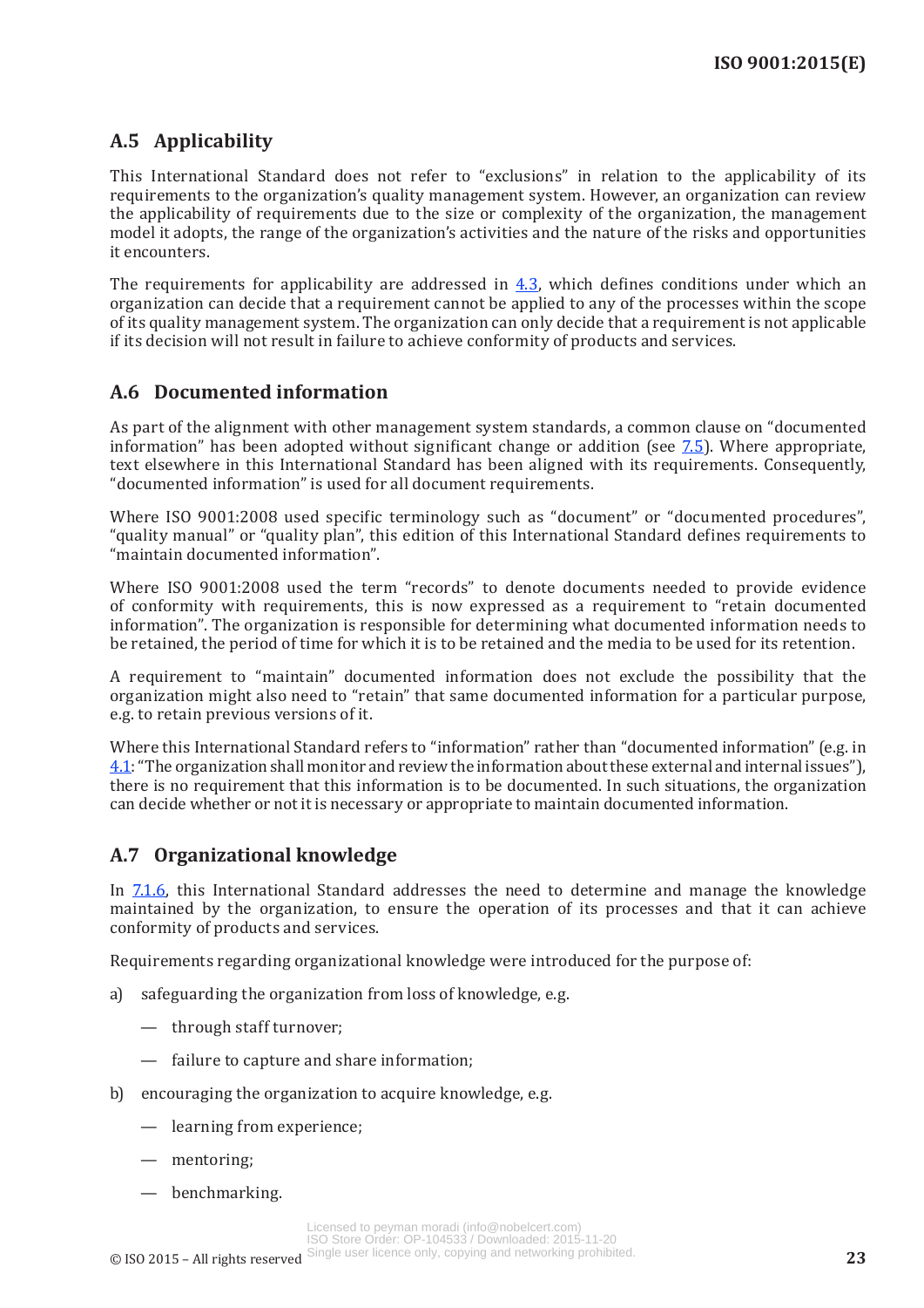## A.5 Applicability

This International Standard does not refer to "exclusions" in relation to the applicability of its requirements to the organization's quality management system. However, an organization can review the applicability of requirements due to the size or complexity of the organization, the management model it adopts, the range of the organization's activities and the nature of the risks and opportunities it encounters.

The requirements for applicability are addressed in 4.3, which defines conditions under which an organization can decide that a requirement cannot be applied to any of the processes within the scope of its quality management system. The organization can only decide that a requirement is not applicable if its decision will not result in failure to achieve conformity of products and services.

## A.6 Documented information

As part of the alignment with other management system standards, a common clause on "documented information" has been adopted without significant change or addition (see 7.5). Where appropriate, text elsewhere in this International Standard has been aligned with its requirements. Consequently, "documented information" is used for all document requirements.

Where ISO 9001:2008 used specific terminology such as "document" or "documented procedures", "quality manual" or "quality plan", this edition of this International Standard defines requirements to "maintain documented information".

Where ISO 9001:2008 used the term "records" to denote documents needed to provide evidence of conformity with requirements, this is now expressed as a requirement to "retain documented information". The organization is responsible for determining what documented information needs to be retained, the period of time for which it is to be retained and the media to be used for its retention.

A requirement to "maintain" documented information does not exclude the possibility that the organization might also need to "retain" that same documented information for a particular purpose, e.g. to retain previous versions of it.

Where this International Standard refers to "information" rather than "documented information" (e.g. in 4.1: "The organization shall monitor and review the information about these external and internal issues"), there is no requirement that this information is to be documented. In such situations, the organization can decide whether or not it is necessary or appropriate to maintain documented information.

## A.7 Organizational knowledge

In 7.1.6, this International Standard addresses the need to determine and manage the knowledge maintained by the organization, to ensure the operation of its processes and that it can achieve conformity of products and services.

Requirements regarding organizational knowledge were introduced for the purpose of:

a) safeguarding the organization from loss of knowledge, e.g.
   - through staff turnover;
   - failure to capture and share information;

b) encouraging the organization to acquire knowledge, e.g.
   - learning from experience;
   - mentoring;
   - benchmarking.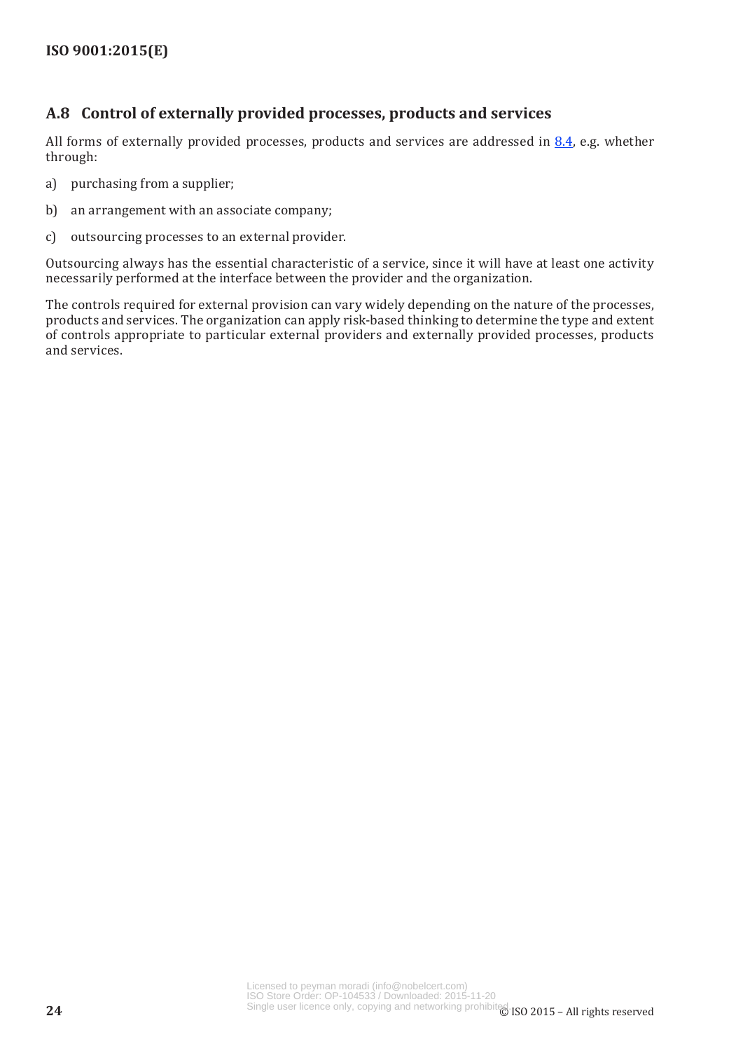## A.8 Control of externally provided processes, products and services

All forms of externally provided processes, products and services are addressed in 8.4, e.g. whether through:

a) purchasing from a supplier;

b) an arrangement with an associate company;

c) outsourcing processes to an external provider.

Outsourcing always has the essential characteristic of a service, since it will have at least one activity necessarily performed at the interface between the provider and the organization.

The controls required for external provision can vary widely depending on the nature of the processes, products and services. The organization can apply risk-based thinking to determine the type and extent of controls appropriate to particular external providers and externally provided processes, products and services.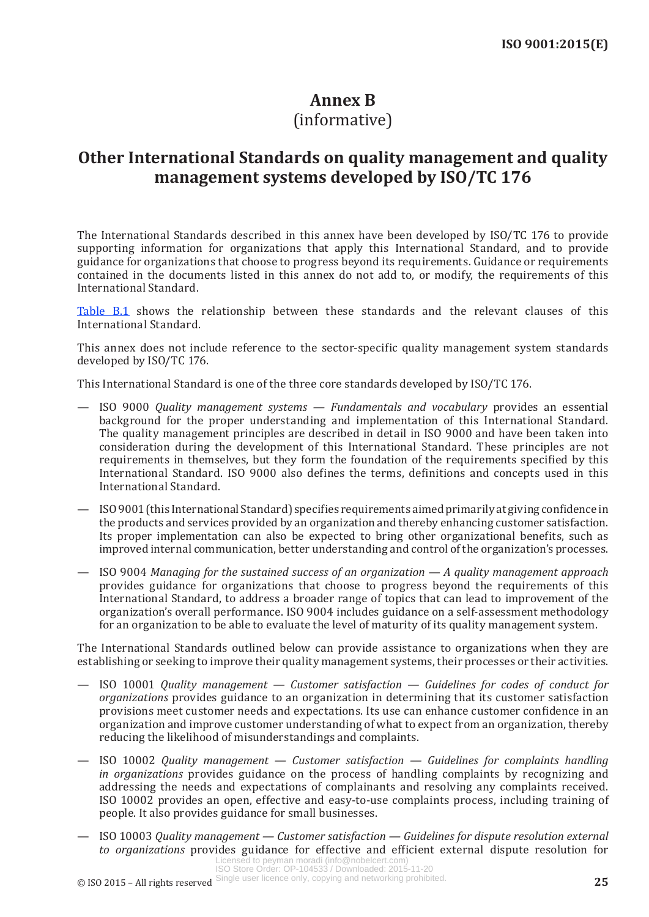# Annex B
(informative)

# Other International Standards on quality management and quality management systems developed by ISO/TC 176

The International Standards described in this annex have been developed by ISO/TC 176 to provide supporting information for organizations that apply this International Standard, and to provide guidance for organizations that choose to progress beyond its requirements. Guidance or requirements contained in the documents listed in this annex do not add to, or modify, the requirements of this International Standard.

Table B.1 shows the relationship between these standards and the relevant clauses of this International Standard.

This annex does not include reference to the sector-specific quality management system standards developed by ISO/TC 176.

This International Standard is one of the three core standards developed by ISO/TC 176.

— ISO 9000 *Quality management systems — Fundamentals and vocabulary* provides an essential background for the proper understanding and implementation of this International Standard. The quality management principles are described in detail in ISO 9000 and have been taken into consideration during the development of this International Standard. These principles are not requirements in themselves, but they form the foundation of the requirements specified by this International Standard. ISO 9000 also defines the terms, definitions and concepts used in this International Standard.

— ISO 9001 (this International Standard) specifies requirements aimed primarily at giving confidence in the products and services provided by an organization and thereby enhancing customer satisfaction. Its proper implementation can also be expected to bring other organizational benefits, such as improved internal communication, better understanding and control of the organization's processes.

— ISO 9004 *Managing for the sustained success of an organization — A quality management approach* provides guidance for organizations that choose to progress beyond the requirements of this International Standard, to address a broader range of topics that can lead to improvement of the organization's overall performance. ISO 9004 includes guidance on a self-assessment methodology for an organization to be able to evaluate the level of maturity of its quality management system.

The International Standards outlined below can provide assistance to organizations when they are establishing or seeking to improve their quality management systems, their processes or their activities.

— ISO 10001 *Quality management — Customer satisfaction — Guidelines for codes of conduct for organizations* provides guidance to an organization in determining that its customer satisfaction provisions meet customer needs and expectations. Its use can enhance customer confidence in an organization and improve customer understanding of what to expect from an organization, thereby reducing the likelihood of misunderstandings and complaints.

— ISO 10002 *Quality management — Customer satisfaction — Guidelines for complaints handling in organizations* provides guidance on the process of handling complaints by recognizing and addressing the needs and expectations of complainants and resolving any complaints received. ISO 10002 provides an open, effective and easy-to-use complaints process, including training of people. It also provides guidance for small businesses.

— ISO 10003 *Quality management — Customer satisfaction — Guidelines for dispute resolution external to organizations* provides guidance for effective and efficient external dispute resolution for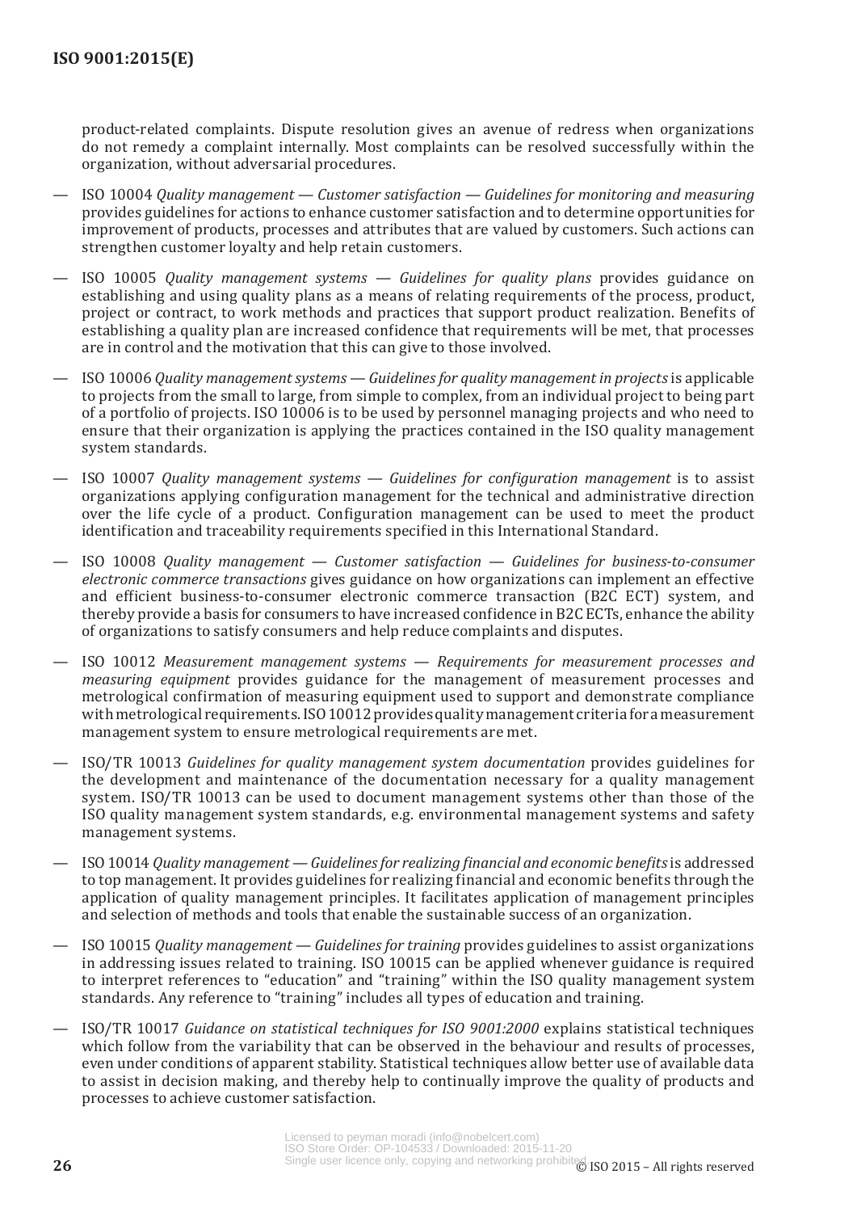product-related complaints. Dispute resolution gives an avenue of redress when organizations do not remedy a complaint internally. Most complaints can be resolved successfully within the organization, without adversarial procedures.

— ISO 10004 *Quality management — Customer satisfaction — Guidelines for monitoring and measuring* provides guidelines for actions to enhance customer satisfaction and to determine opportunities for improvement of products, processes and attributes that are valued by customers. Such actions can strengthen customer loyalty and help retain customers.

— ISO 10005 *Quality management systems — Guidelines for quality plans* provides guidance on establishing and using quality plans as a means of relating requirements of the process, product, project or contract, to work methods and practices that support product realization. Benefits of establishing a quality plan are increased confidence that requirements will be met, that processes are in control and the motivation that this can give to those involved.

— ISO 10006 *Quality management systems — Guidelines for quality management in projects* is applicable to projects from the small to large, from simple to complex, from an individual project to being part of a portfolio of projects. ISO 10006 is to be used by personnel managing projects and who need to ensure that their organization is applying the practices contained in the ISO quality management system standards.

— ISO 10007 *Quality management systems — Guidelines for configuration management* is to assist organizations applying configuration management for the technical and administrative direction over the life cycle of a product. Configuration management can be used to meet the product identification and traceability requirements specified in this International Standard.

— ISO 10008 *Quality management — Customer satisfaction — Guidelines for business-to-consumer electronic commerce transactions* gives guidance on how organizations can implement an effective and efficient business-to-consumer electronic commerce transaction (B2C ECT) system, and thereby provide a basis for consumers to have increased confidence in B2C ECTs, enhance the ability of organizations to satisfy consumers and help reduce complaints and disputes.

— ISO 10012 *Measurement management systems — Requirements for measurement processes and measuring equipment* provides guidance for the management of measurement processes and metrological confirmation of measuring equipment used to support and demonstrate compliance with metrological requirements. ISO 10012 provides quality management criteria for a measurement management system to ensure metrological requirements are met.

— ISO/TR 10013 *Guidelines for quality management system documentation* provides guidelines for the development and maintenance of the documentation necessary for a quality management system. ISO/TR 10013 can be used to document management systems other than those of the ISO quality management system standards, e.g. environmental management systems and safety management systems.

— ISO 10014 *Quality management — Guidelines for realizing financial and economic benefits* is addressed to top management. It provides guidelines for realizing financial and economic benefits through the application of quality management principles. It facilitates application of management principles and selection of methods and tools that enable the sustainable success of an organization.

— ISO 10015 *Quality management — Guidelines for training* provides guidelines to assist organizations in addressing issues related to training. ISO 10015 can be applied whenever guidance is required to interpret references to "education" and "training" within the ISO quality management system standards. Any reference to "training" includes all types of education and training.

— ISO/TR 10017 *Guidance on statistical techniques for ISO 9001:2000* explains statistical techniques which follow from the variability that can be observed in the behaviour and results of processes, even under conditions of apparent stability. Statistical techniques allow better use of available data to assist in decision making, and thereby help to continually improve the quality of products and processes to achieve customer satisfaction.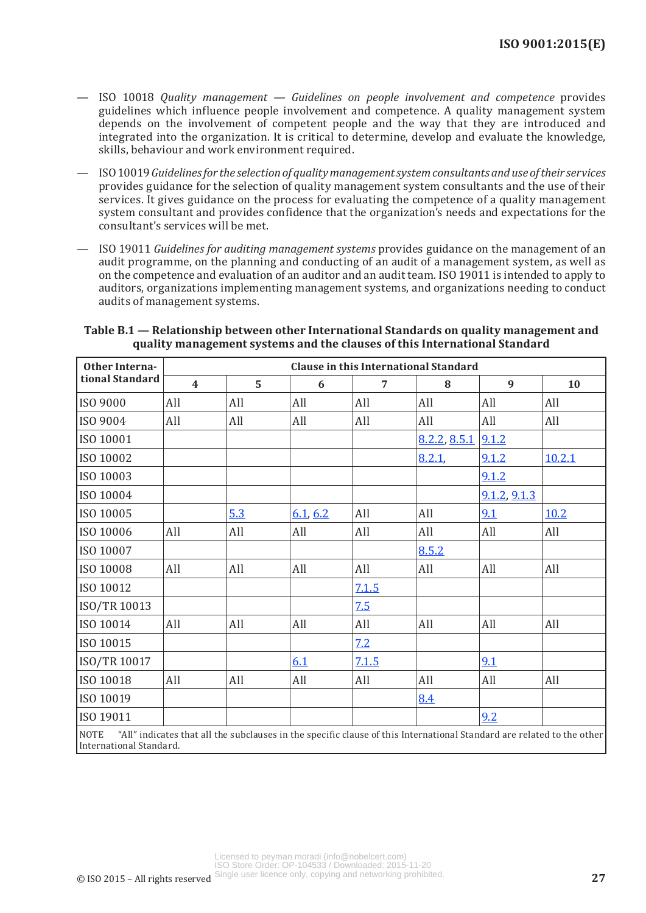— ISO 10018 *Quality management — Guidelines on people involvement and competence* provides guidelines which influence people involvement and competence. A quality management system depends on the involvement of competent people and the way that they are introduced and integrated into the organization. It is critical to determine, develop and evaluate the knowledge, skills, behaviour and work environment required.

— ISO 10019 *Guidelines for the selection of quality management system consultants and use of their services* provides guidance for the selection of quality management system consultants and the use of their services. It gives guidance on the process for evaluating the competence of a quality management system consultant and provides confidence that the organization's needs and expectations for the consultant's services will be met.

— ISO 19011 *Guidelines for auditing management systems* provides guidance on the management of an audit programme, on the planning and conducting of an audit of a management system, as well as on the competence and evaluation of an auditor and an audit team. ISO 19011 is intended to apply to auditors, organizations implementing management systems, and organizations needing to conduct audits of management systems.

**Table B.1 — Relationship between other International Standards on quality management and quality management systems and the clauses of this International Standard**

| Other International Standard | Clause in this International Standard | | | | | | |
|---|---|---|---|---|---|---|---|
| | 4 | 5 | 6 | 7 | 8 | 9 | 10 |
| ISO 9000 | All | All | All | All | All | All | All |
| ISO 9004 | All | All | All | All | All | All | All |
| ISO 10001 | | | | | 8.2.2, 8.5.1 | 9.1.2 | |
| ISO 10002 | | | | | 8.2.1, | 9.1.2 | 10.2.1 |
| ISO 10003 | | | | | | 9.1.2 | |
| ISO 10004 | | | | | | 9.1.2, 9.1.3 | |
| ISO 10005 | | 5.3 | 6.1, 6.2 | All | All | 9.1 | 10.2 |
| ISO 10006 | All | All | All | All | All | All | All |
| ISO 10007 | | | | | 8.5.2 | | |
| ISO 10008 | All | All | All | All | All | All | All |
| ISO 10012 | | | | 7.1.5 | | | |
| ISO/TR 10013 | | | | 7.5 | | | |
| ISO 10014 | All | All | All | All | All | All | All |
| ISO 10015 | | | | 7.2 | | | |
| ISO/TR 10017 | | | 6.1 | 7.1.5 | | 9.1 | |
| ISO 10018 | All | All | All | All | All | All | All |
| ISO 10019 | | | | | 8.4 | | |
| ISO 19011 | | | | | | 9.2 | |

NOTE "All" indicates that all the subclauses in the specific clause of this International Standard are related to the other International Standard.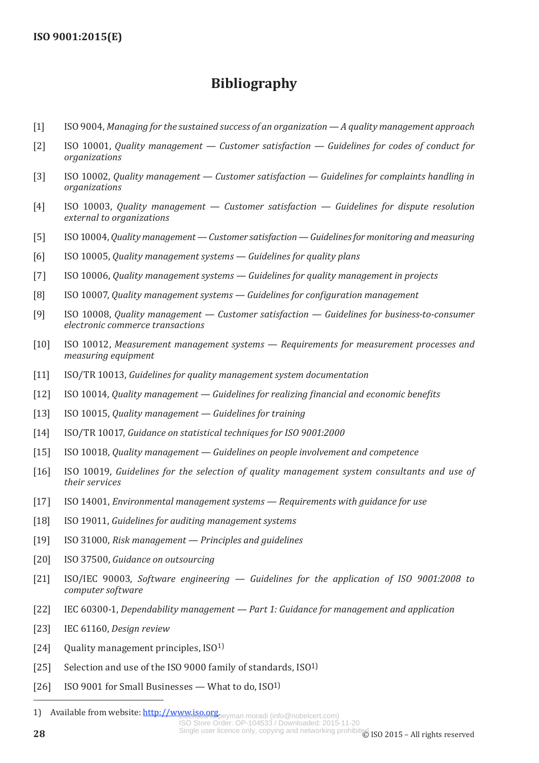# Bibliography

[1] ISO 9004, *Managing for the sustained success of an organization — A quality management approach*

[2] ISO 10001, *Quality management — Customer satisfaction — Guidelines for codes of conduct for organizations*

[3] ISO 10002, *Quality management — Customer satisfaction — Guidelines for complaints handling in organizations*

[4] ISO 10003, *Quality management — Customer satisfaction — Guidelines for dispute resolution external to organizations*

[5] ISO 10004, *Quality management — Customer satisfaction — Guidelines for monitoring and measuring*

[6] ISO 10005, *Quality management systems — Guidelines for quality plans*

[7] ISO 10006, *Quality management systems — Guidelines for quality management in projects*

[8] ISO 10007, *Quality management systems — Guidelines for configuration management*

[9] ISO 10008, *Quality management — Customer satisfaction — Guidelines for business-to-consumer electronic commerce transactions*

[10] ISO 10012, *Measurement management systems — Requirements for measurement processes and measuring equipment*

[11] ISO/TR 10013, *Guidelines for quality management system documentation*

[12] ISO 10014, *Quality management — Guidelines for realizing financial and economic benefits*

[13] ISO 10015, *Quality management — Guidelines for training*

[14] ISO/TR 10017, *Guidance on statistical techniques for ISO 9001:2000*

[15] ISO 10018, *Quality management — Guidelines on people involvement and competence*

[16] ISO 10019, *Guidelines for the selection of quality management system consultants and use of their services*

[17] ISO 14001, *Environmental management systems — Requirements with guidance for use*

[18] ISO 19011, *Guidelines for auditing management systems*

[19] ISO 31000, *Risk management — Principles and guidelines*

[20] ISO 37500, *Guidance on outsourcing*

[21] ISO/IEC 90003, *Software engineering — Guidelines for the application of ISO 9001:2008 to computer software*

[22] IEC 60300-1, *Dependability management — Part 1: Guidance for management and application*

[23] IEC 61160, *Design review*

[24] Quality management principles, ISO[1)]

[25] Selection and use of the ISO 9000 family of standards, ISO[1)]

[26] ISO 9001 for Small Businesses — What to do, ISO[1)]

---

1) Available from website: http://www.iso.org.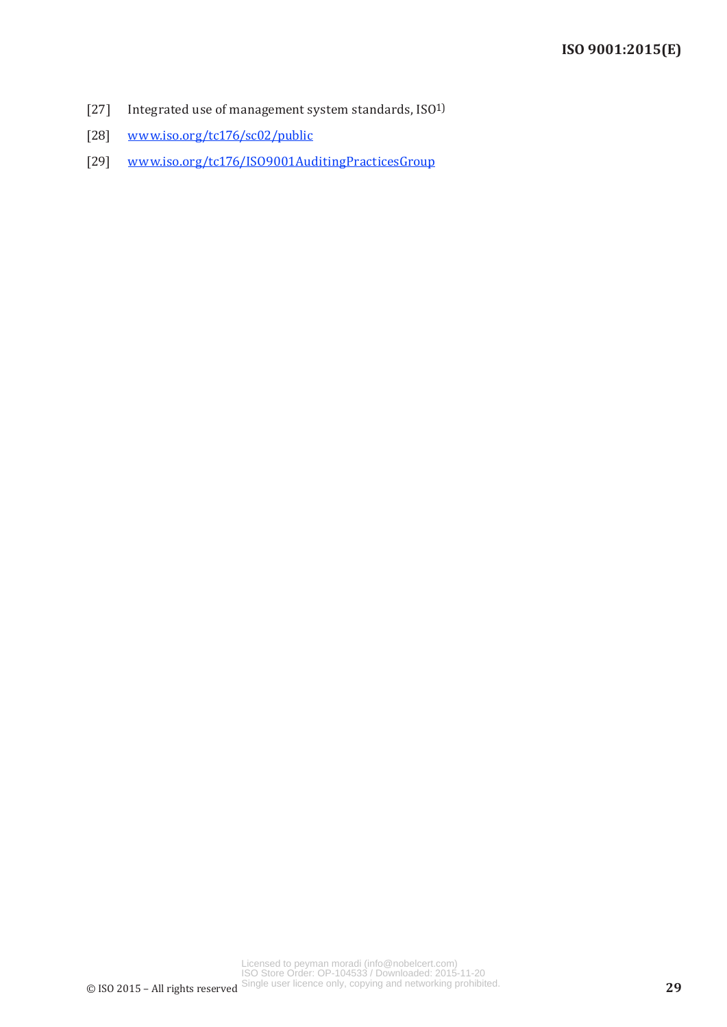[27] Integrated use of management system standards, ISO1)

[28] www.iso.org/tc176/sc02/public

[29] www.iso.org/tc176/ISO9001AuditingPracticesGroup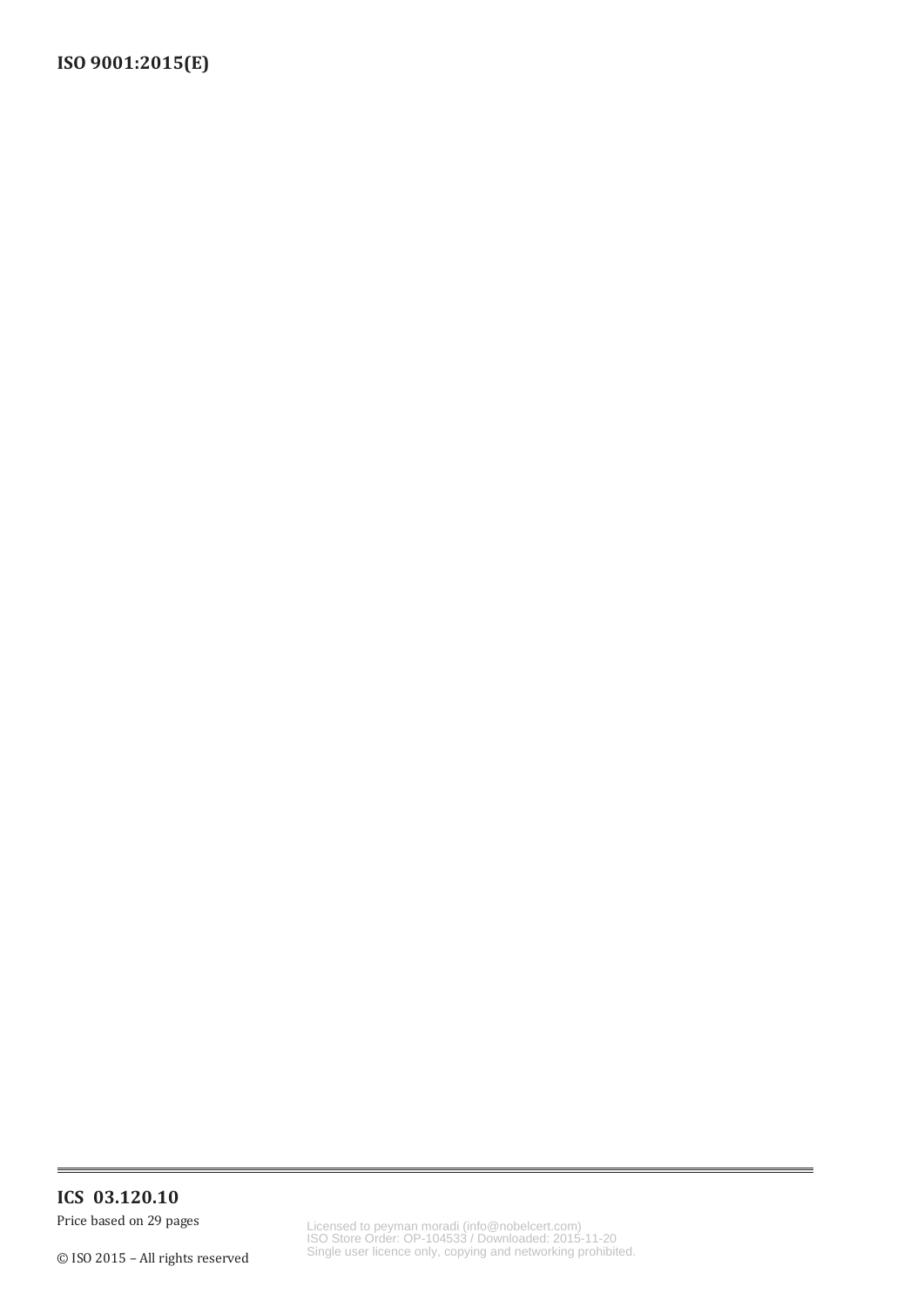**ICS 03.120.10**

Price based on 29 pages